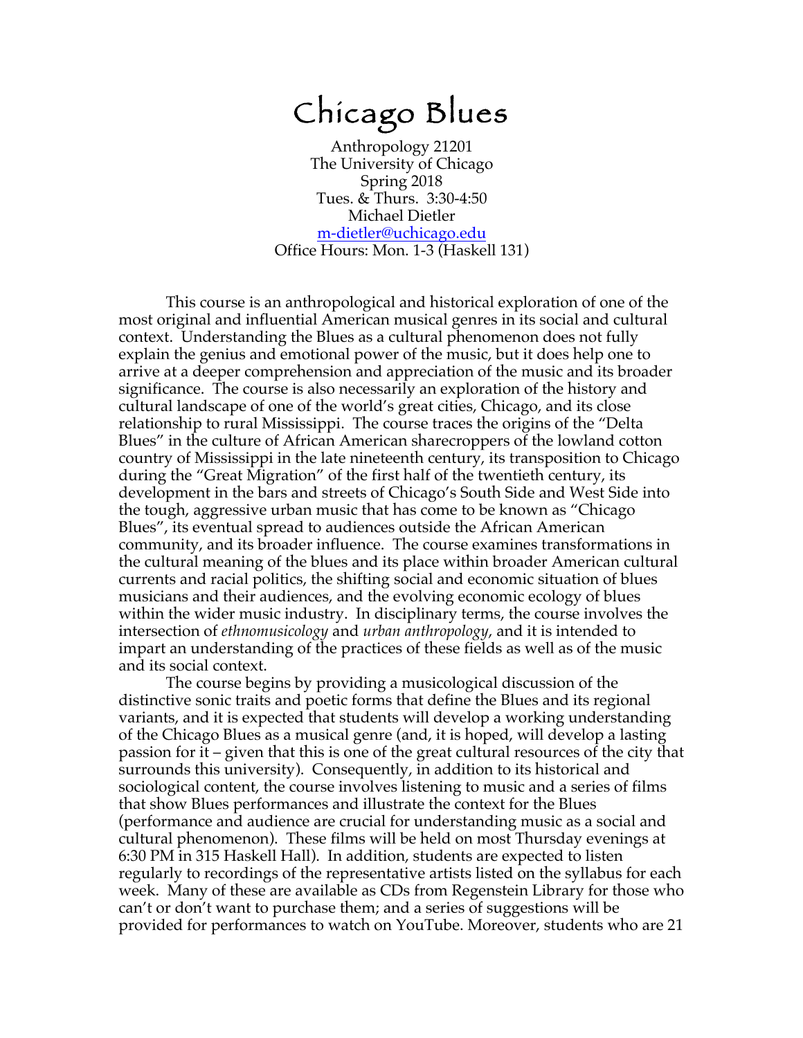# Chicago Blues

Anthropology 21201
The University of Chicago
Spring 2018
Tues. & Thurs. 3:30-4:50
Michael Dietler
m-dietler@uchicago.edu
Office Hours: Mon. 1-3 (Haskell 131)

This course is an anthropological and historical exploration of one of the most original and influential American musical genres in its social and cultural context. Understanding the Blues as a cultural phenomenon does not fully explain the genius and emotional power of the music, but it does help one to arrive at a deeper comprehension and appreciation of the music and its broader significance. The course is also necessarily an exploration of the history and cultural landscape of one of the world's great cities, Chicago, and its close relationship to rural Mississippi. The course traces the origins of the "Delta Blues" in the culture of African American sharecroppers of the lowland cotton country of Mississippi in the late nineteenth century, its transposition to Chicago during the "Great Migration" of the first half of the twentieth century, its development in the bars and streets of Chicago's South Side and West Side into the tough, aggressive urban music that has come to be known as "Chicago Blues", its eventual spread to audiences outside the African American community, and its broader influence. The course examines transformations in the cultural meaning of the blues and its place within broader American cultural currents and racial politics, the shifting social and economic situation of blues musicians and their audiences, and the evolving economic ecology of blues within the wider music industry. In disciplinary terms, the course involves the intersection of *ethnomusicology* and *urban anthropology*, and it is intended to impart an understanding of the practices of these fields as well as of the music and its social context.

The course begins by providing a musicological discussion of the distinctive sonic traits and poetic forms that define the Blues and its regional variants, and it is expected that students will develop a working understanding of the Chicago Blues as a musical genre (and, it is hoped, will develop a lasting passion for it – given that this is one of the great cultural resources of the city that surrounds this university). Consequently, in addition to its historical and sociological content, the course involves listening to music and a series of films that show Blues performances and illustrate the context for the Blues (performance and audience are crucial for understanding music as a social and cultural phenomenon). These films will be held on most Thursday evenings at 6:30 PM in 315 Haskell Hall). In addition, students are expected to listen regularly to recordings of the representative artists listed on the syllabus for each week. Many of these are available as CDs from Regenstein Library for those who can't or don't want to purchase them; and a series of suggestions will be provided for performances to watch on YouTube. Moreover, students who are 21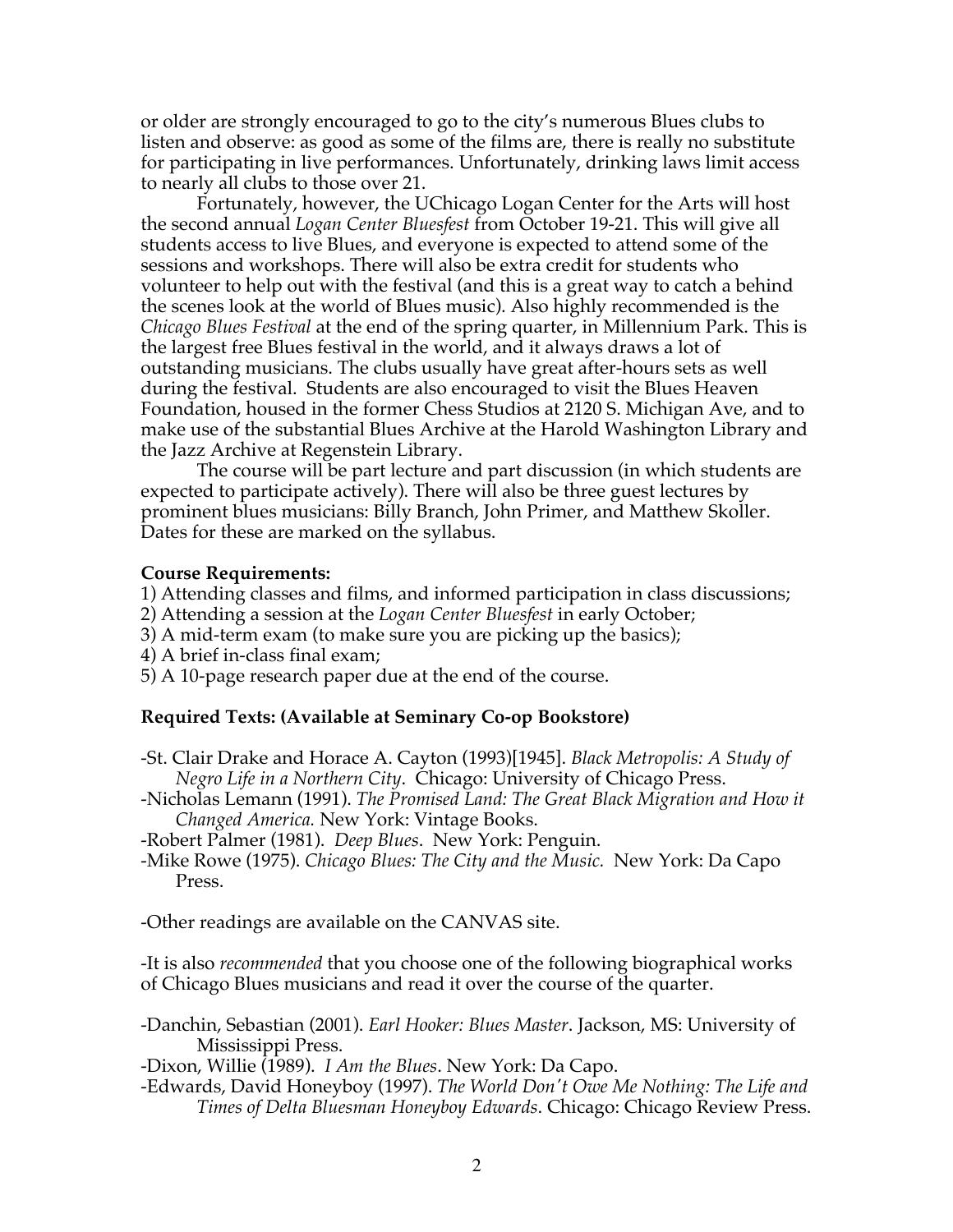or older are strongly encouraged to go to the city's numerous Blues clubs to listen and observe: as good as some of the films are, there is really no substitute for participating in live performances. Unfortunately, drinking laws limit access to nearly all clubs to those over 21.

Fortunately, however, the UChicago Logan Center for the Arts will host the second annual *Logan Center Bluesfest* from October 19-21. This will give all students access to live Blues, and everyone is expected to attend some of the sessions and workshops. There will also be extra credit for students who volunteer to help out with the festival (and this is a great way to catch a behind the scenes look at the world of Blues music). Also highly recommended is the *Chicago Blues Festival* at the end of the spring quarter, in Millennium Park. This is the largest free Blues festival in the world, and it always draws a lot of outstanding musicians. The clubs usually have great after-hours sets as well during the festival. Students are also encouraged to visit the Blues Heaven Foundation, housed in the former Chess Studios at 2120 S. Michigan Ave, and to make use of the substantial Blues Archive at the Harold Washington Library and the Jazz Archive at Regenstein Library.

The course will be part lecture and part discussion (in which students are expected to participate actively). There will also be three guest lectures by prominent blues musicians: Billy Branch, John Primer, and Matthew Skoller. Dates for these are marked on the syllabus.

**Course Requirements:**

1) Attending classes and films, and informed participation in class discussions;
2) Attending a session at the *Logan Center Bluesfest* in early October;
3) A mid-term exam (to make sure you are picking up the basics);
4) A brief in-class final exam;
5) A 10-page research paper due at the end of the course.

**Required Texts: (Available at Seminary Co-op Bookstore)**

-St. Clair Drake and Horace A. Cayton (1993)[1945]. *Black Metropolis: A Study of Negro Life in a Northern City*. Chicago: University of Chicago Press.

-Nicholas Lemann (1991). *The Promised Land: The Great Black Migration and How it Changed America.* New York: Vintage Books.

-Robert Palmer (1981). *Deep Blues*. New York: Penguin.

-Mike Rowe (1975). *Chicago Blues: The City and the Music.* New York: Da Capo Press.

-Other readings are available on the CANVAS site.

-It is also *recommended* that you choose one of the following biographical works of Chicago Blues musicians and read it over the course of the quarter.

-Danchin, Sebastian (2001). *Earl Hooker: Blues Master*. Jackson, MS: University of Mississippi Press.

-Dixon, Willie (1989). *I Am the Blues*. New York: Da Capo.

-Edwards, David Honeyboy (1997). *The World Don't Owe Me Nothing: The Life and Times of Delta Bluesman Honeyboy Edwards*. Chicago: Chicago Review Press.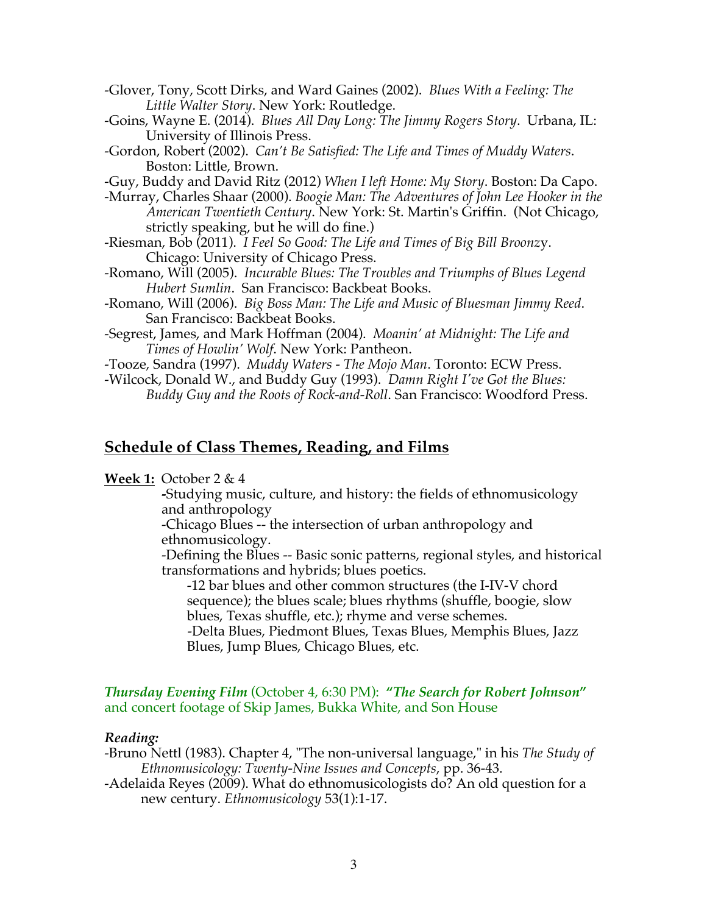-Glover, Tony, Scott Dirks, and Ward Gaines (2002). *Blues With a Feeling: The Little Walter Story*. New York: Routledge.

-Goins, Wayne E. (2014). *Blues All Day Long: The Jimmy Rogers Story*. Urbana, IL: University of Illinois Press.

-Gordon, Robert (2002). *Can't Be Satisfied: The Life and Times of Muddy Waters*. Boston: Little, Brown.

-Guy, Buddy and David Ritz (2012) *When I left Home: My Story*. Boston: Da Capo.

-Murray, Charles Shaar (2000). *Boogie Man: The Adventures of John Lee Hooker in the American Twentieth Century*. New York: St. Martin's Griffin. (Not Chicago, strictly speaking, but he will do fine.)

-Riesman, Bob (2011). *I Feel So Good: The Life and Times of Big Bill Broonzy*. Chicago: University of Chicago Press.

-Romano, Will (2005). *Incurable Blues: The Troubles and Triumphs of Blues Legend Hubert Sumlin*. San Francisco: Backbeat Books.

-Romano, Will (2006). *Big Boss Man: The Life and Music of Bluesman Jimmy Reed*. San Francisco: Backbeat Books.

-Segrest, James, and Mark Hoffman (2004). *Moanin' at Midnight: The Life and Times of Howlin' Wolf*. New York: Pantheon.

-Tooze, Sandra (1997). *Muddy Waters - The Mojo Man*. Toronto: ECW Press.

-Wilcock, Donald W., and Buddy Guy (1993). *Damn Right I've Got the Blues: Buddy Guy and the Roots of Rock-and-Roll*. San Francisco: Woodford Press.

## Schedule of Class Themes, Reading, and Films

**Week 1:** October 2 & 4

-Studying music, culture, and history: the fields of ethnomusicology and anthropology

-Chicago Blues -- the intersection of urban anthropology and ethnomusicology.

-Defining the Blues -- Basic sonic patterns, regional styles, and historical transformations and hybrids; blues poetics.

- -12 bar blues and other common structures (the I-IV-V chord sequence); the blues scale; blues rhythms (shuffle, boogie, slow blues, Texas shuffle, etc.); rhyme and verse schemes.
- -Delta Blues, Piedmont Blues, Texas Blues, Memphis Blues, Jazz Blues, Jump Blues, Chicago Blues, etc.

***Thursday Evening Film*** (October 4, 6:30 PM): ***"The Search for Robert Johnson"*** and concert footage of Skip James, Bukka White, and Son House

***Reading:***

-Bruno Nettl (1983). Chapter 4, "The non-universal language," in his *The Study of Ethnomusicology: Twenty-Nine Issues and Concepts*, pp. 36-43.

-Adelaida Reyes (2009). What do ethnomusicologists do? An old question for a new century. *Ethnomusicology* 53(1):1-17.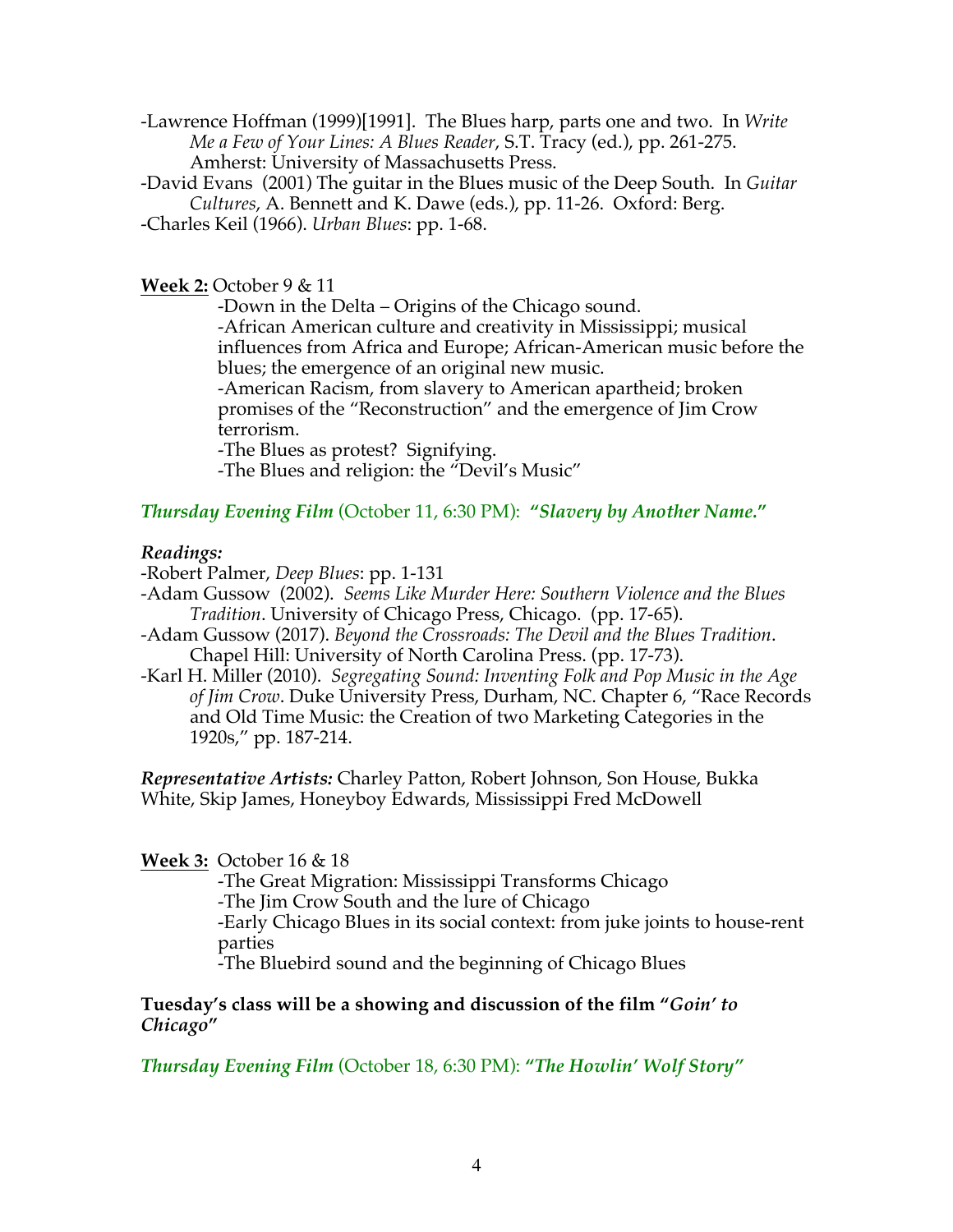-Lawrence Hoffman (1999)[1991]. The Blues harp, parts one and two. In *Write Me a Few of Your Lines: A Blues Reader*, S.T. Tracy (ed.), pp. 261-275. Amherst: University of Massachusetts Press.

-David Evans (2001) The guitar in the Blues music of the Deep South. In *Guitar Cultures*, A. Bennett and K. Dawe (eds.), pp. 11-26. Oxford: Berg.

-Charles Keil (1966). *Urban Blues*: pp. 1-68.

**<u>Week 2:</u>** October 9 & 11

-Down in the Delta – Origins of the Chicago sound.

-African American culture and creativity in Mississippi; musical influences from Africa and Europe; African-American music before the blues; the emergence of an original new music.

-American Racism, from slavery to American apartheid; broken promises of the "Reconstruction" and the emergence of Jim Crow terrorism.

-The Blues as protest? Signifying.

-The Blues and religion: the "Devil's Music"

***Thursday Evening Film*** (October 11, 6:30 PM): ***"Slavery by Another Name."***

***Readings:***

-Robert Palmer, *Deep Blues*: pp. 1-131

-Adam Gussow (2002). *Seems Like Murder Here: Southern Violence and the Blues Tradition*. University of Chicago Press, Chicago. (pp. 17-65).

-Adam Gussow (2017). *Beyond the Crossroads: The Devil and the Blues Tradition*. Chapel Hill: University of North Carolina Press. (pp. 17-73).

-Karl H. Miller (2010). *Segregating Sound: Inventing Folk and Pop Music in the Age of Jim Crow*. Duke University Press, Durham, NC. Chapter 6, "Race Records and Old Time Music: the Creation of two Marketing Categories in the 1920s," pp. 187-214.

***Representative Artists:*** Charley Patton, Robert Johnson, Son House, Bukka White, Skip James, Honeyboy Edwards, Mississippi Fred McDowell

**<u>Week 3:</u>** October 16 & 18

-The Great Migration: Mississippi Transforms Chicago

-The Jim Crow South and the lure of Chicago

-Early Chicago Blues in its social context: from juke joints to house-rent parties

-The Bluebird sound and the beginning of Chicago Blues

**Tuesday's class will be a showing and discussion of the film "*Goin' to Chicago*"**

***Thursday Evening Film*** (October 18, 6:30 PM): ***"The Howlin' Wolf Story"***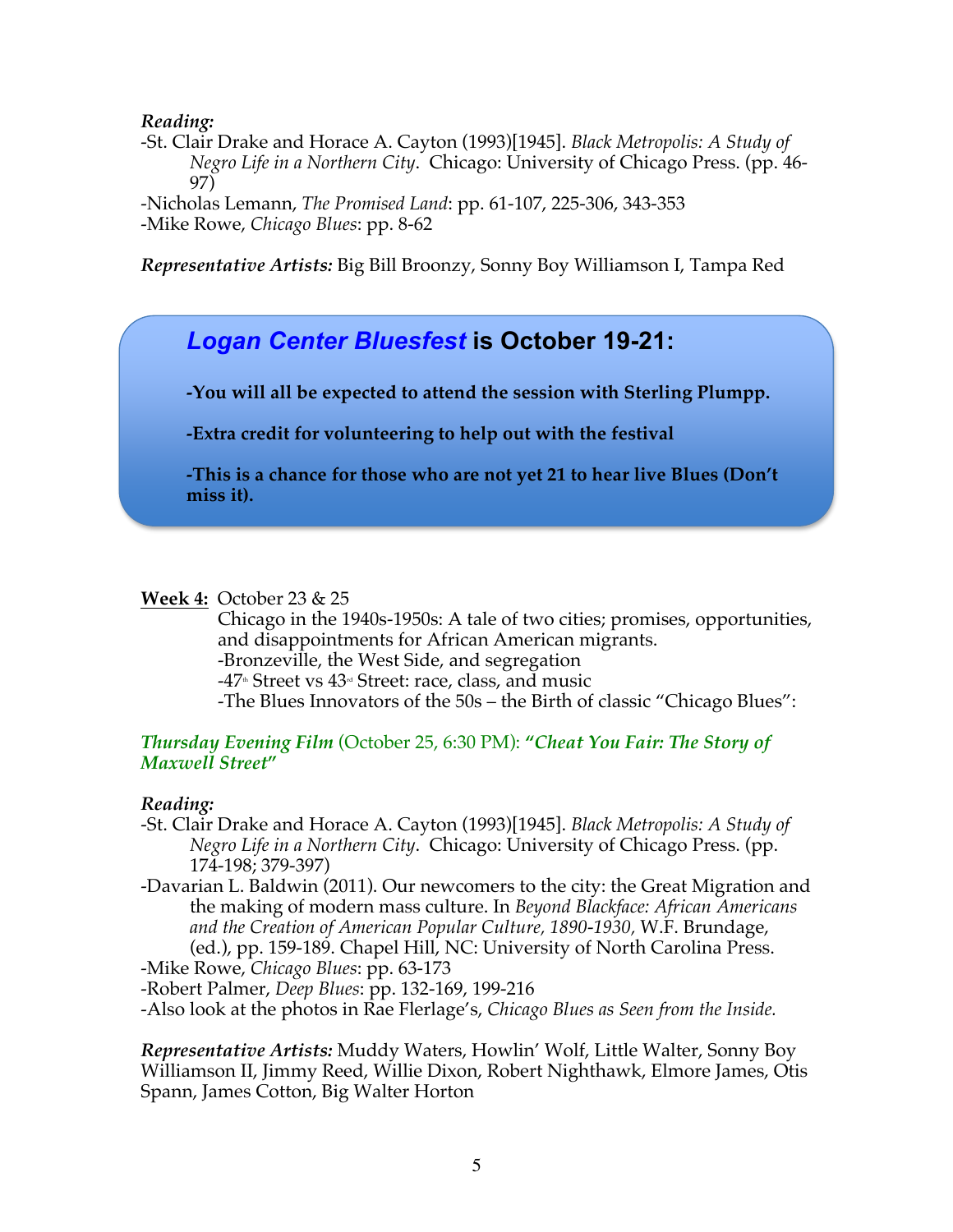***Reading:***

- St. Clair Drake and Horace A. Cayton (1993)[1945]. *Black Metropolis: A Study of Negro Life in a Northern City*. Chicago: University of Chicago Press. (pp. 46-97)
- Nicholas Lemann, *The Promised Land*: pp. 61-107, 225-306, 343-353
- Mike Rowe, *Chicago Blues*: pp. 8-62

***Representative Artists:*** Big Bill Broonzy, Sonny Boy Williamson I, Tampa Red

> ### *Logan Center Bluesfest* is October 19-21:
>
> **-You will all be expected to attend the session with Sterling Plumpp.**
>
> **-Extra credit for volunteering to help out with the festival**
>
> **-This is a chance for those who are not yet 21 to hear live Blues (Don't miss it).**

**Week 4:** October 23 & 25

Chicago in the 1940s-1950s: A tale of two cities; promises, opportunities, and disappointments for African American migrants.

- Bronzeville, the West Side, and segregation
- 47th Street vs 43rd Street: race, class, and music
- The Blues Innovators of the 50s – the Birth of classic "Chicago Blues":

***Thursday Evening Film*** (October 25, 6:30 PM): ***"Cheat You Fair: The Story of Maxwell Street"***

***Reading:***

- St. Clair Drake and Horace A. Cayton (1993)[1945]. *Black Metropolis: A Study of Negro Life in a Northern City*. Chicago: University of Chicago Press. (pp. 174-198; 379-397)
- Davarian L. Baldwin (2011). Our newcomers to the city: the Great Migration and the making of modern mass culture. In *Beyond Blackface: African Americans and the Creation of American Popular Culture, 1890-1930,* W.F. Brundage, (ed.), pp. 159-189. Chapel Hill, NC: University of North Carolina Press.
- Mike Rowe, *Chicago Blues*: pp. 63-173
- Robert Palmer, *Deep Blues*: pp. 132-169, 199-216
- Also look at the photos in Rae Flerlage's, *Chicago Blues as Seen from the Inside.*

***Representative Artists:*** Muddy Waters, Howlin' Wolf, Little Walter, Sonny Boy Williamson II, Jimmy Reed, Willie Dixon, Robert Nighthawk, Elmore James, Otis Spann, James Cotton, Big Walter Horton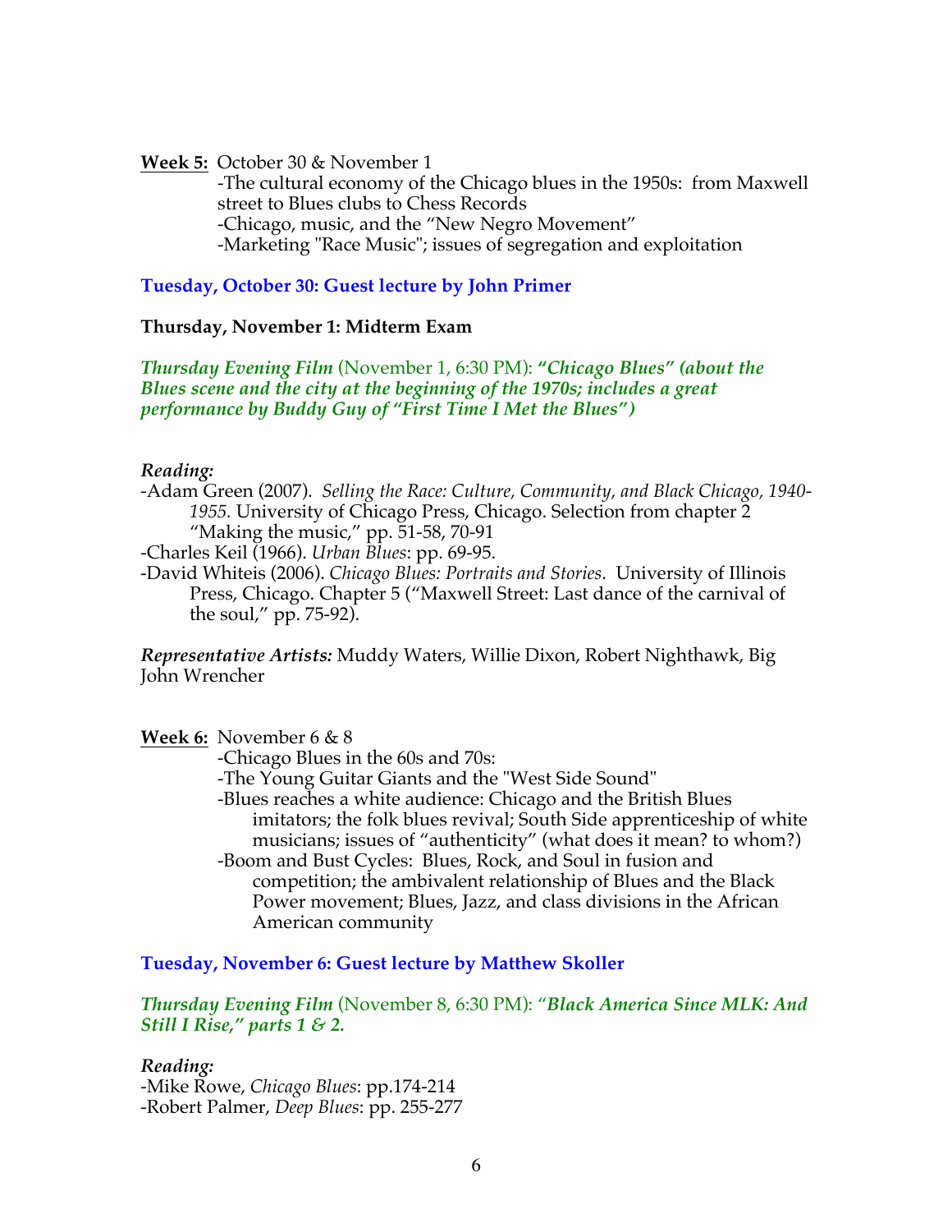**Week 5:** October 30 & November 1

- The cultural economy of the Chicago blues in the 1950s: from Maxwell street to Blues clubs to Chess Records
- Chicago, music, and the "New Negro Movement"
- Marketing "Race Music"; issues of segregation and exploitation

**Tuesday, October 30: Guest lecture by John Primer**

**Thursday, November 1: Midterm Exam**

***Thursday Evening Film*** *(November 1, 6:30 PM):* ***"Chicago Blues" (about the Blues scene and the city at the beginning of the 1970s; includes a great performance by Buddy Guy of "First Time I Met the Blues")***

***Reading:***

- Adam Green (2007). *Selling the Race: Culture, Community, and Black Chicago, 1940-1955.* University of Chicago Press, Chicago. Selection from chapter 2 "Making the music," pp. 51-58, 70-91
- Charles Keil (1966). *Urban Blues*: pp. 69-95.
- David Whiteis (2006). *Chicago Blues: Portraits and Stories*. University of Illinois Press, Chicago. Chapter 5 ("Maxwell Street: Last dance of the carnival of the soul," pp. 75-92).

***Representative Artists:*** Muddy Waters, Willie Dixon, Robert Nighthawk, Big John Wrencher

**Week 6:** November 6 & 8

- Chicago Blues in the 60s and 70s:
- The Young Guitar Giants and the "West Side Sound"
- Blues reaches a white audience: Chicago and the British Blues imitators; the folk blues revival; South Side apprenticeship of white musicians; issues of "authenticity" (what does it mean? to whom?)
- Boom and Bust Cycles: Blues, Rock, and Soul in fusion and competition; the ambivalent relationship of Blues and the Black Power movement; Blues, Jazz, and class divisions in the African American community

**Tuesday, November 6: Guest lecture by Matthew Skoller**

***Thursday Evening Film*** *(November 8, 6:30 PM): "****Black America Since MLK: And Still I Rise," parts 1 & 2.***

***Reading:***

- Mike Rowe, *Chicago Blues*: pp.174-214
- Robert Palmer, *Deep Blues*: pp. 255-277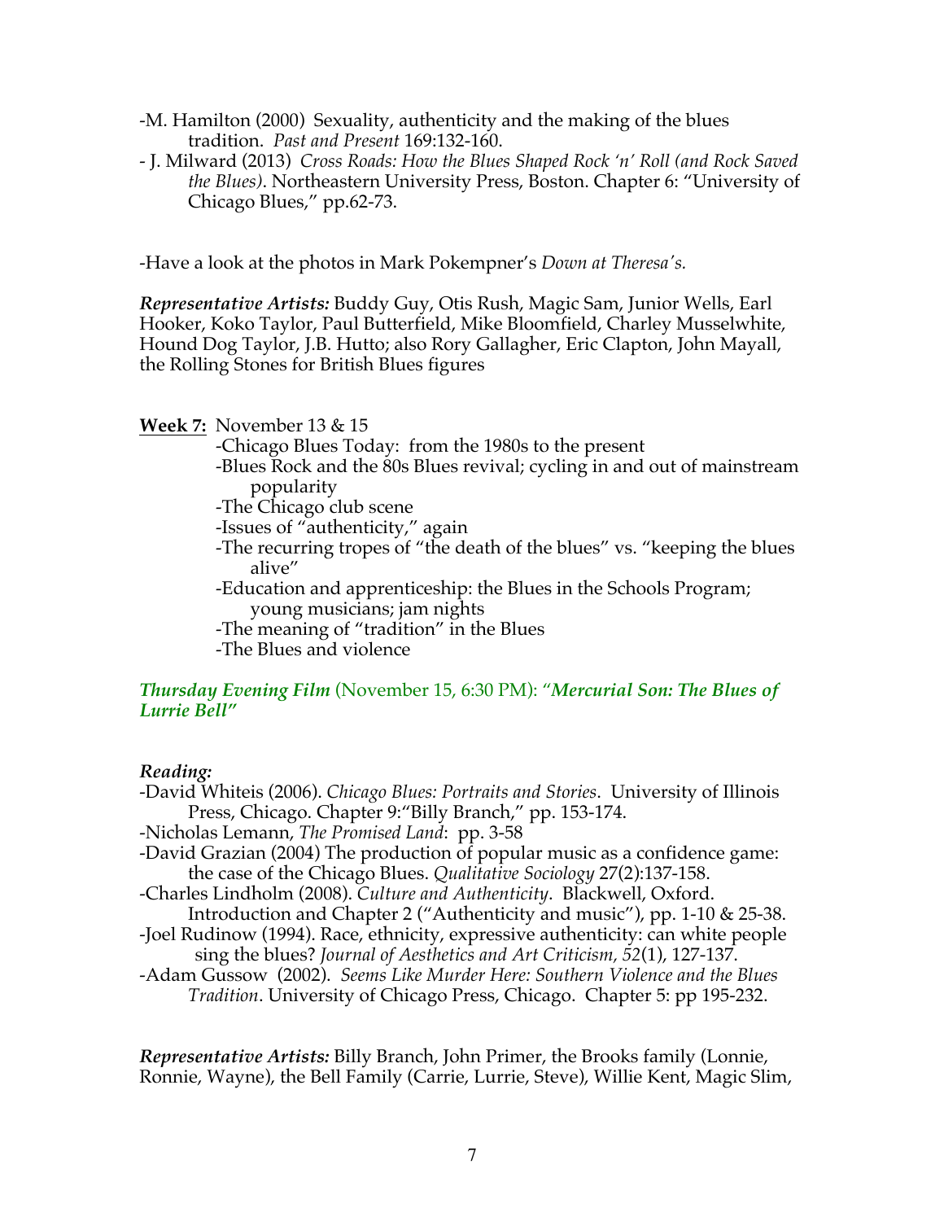- M. Hamilton (2000) Sexuality, authenticity and the making of the blues tradition. *Past and Present* 169:132-160.
- J. Milward (2013) *Cross Roads: How the Blues Shaped Rock 'n' Roll (and Rock Saved the Blues)*. Northeastern University Press, Boston. Chapter 6: "University of Chicago Blues," pp.62-73.

-Have a look at the photos in Mark Pokempner's *Down at Theresa's.*

***Representative Artists:*** Buddy Guy, Otis Rush, Magic Sam, Junior Wells, Earl Hooker, Koko Taylor, Paul Butterfield, Mike Bloomfield, Charley Musselwhite, Hound Dog Taylor, J.B. Hutto; also Rory Gallagher, Eric Clapton, John Mayall, the Rolling Stones for British Blues figures

**Week 7:** November 13 & 15

- Chicago Blues Today: from the 1980s to the present
- Blues Rock and the 80s Blues revival; cycling in and out of mainstream popularity
- The Chicago club scene
- Issues of "authenticity," again
- The recurring tropes of "the death of the blues" vs. "keeping the blues alive"
- Education and apprenticeship: the Blues in the Schools Program; young musicians; jam nights
- The meaning of "tradition" in the Blues
- The Blues and violence

***Thursday Evening Film*** (November 15, 6:30 PM): "***Mercurial Son: The Blues of Lurrie Bell***"

***Reading:***

- David Whiteis (2006). *Chicago Blues: Portraits and Stories*. University of Illinois Press, Chicago. Chapter 9:"Billy Branch," pp. 153-174.
- Nicholas Lemann, *The Promised Land*: pp. 3-58
- David Grazian (2004) The production of popular music as a confidence game: the case of the Chicago Blues. *Qualitative Sociology* 27(2):137-158.
- Charles Lindholm (2008). *Culture and Authenticity*. Blackwell, Oxford. Introduction and Chapter 2 ("Authenticity and music"), pp. 1-10 & 25-38.
- Joel Rudinow (1994). Race, ethnicity, expressive authenticity: can white people sing the blues? *Journal of Aesthetics and Art Criticism, 52*(1), 127-137.
- Adam Gussow (2002). *Seems Like Murder Here: Southern Violence and the Blues Tradition*. University of Chicago Press, Chicago. Chapter 5: pp 195-232.

***Representative Artists:*** Billy Branch, John Primer, the Brooks family (Lonnie, Ronnie, Wayne), the Bell Family (Carrie, Lurrie, Steve), Willie Kent, Magic Slim,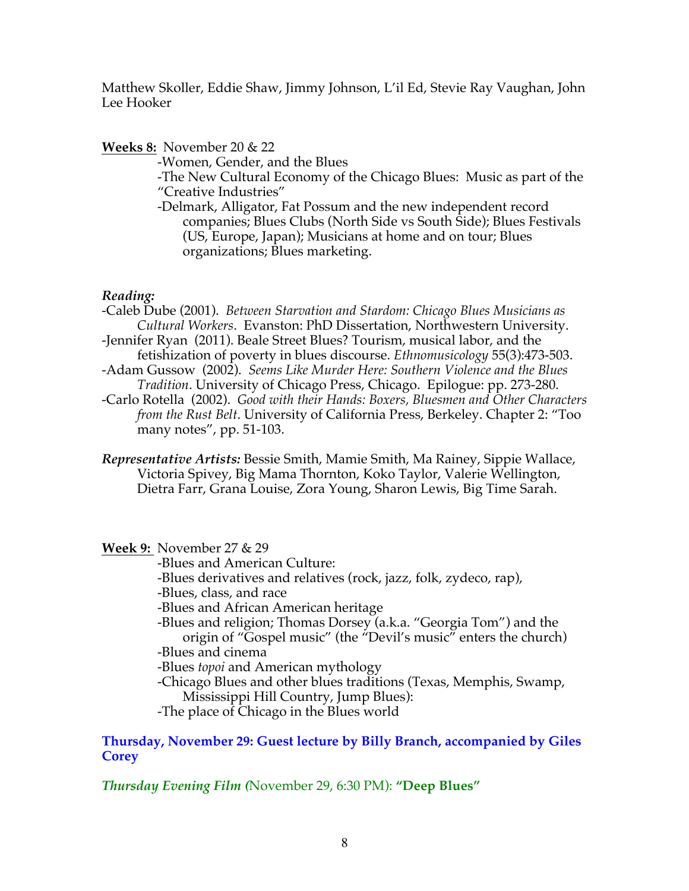Matthew Skoller, Eddie Shaw, Jimmy Johnson, L'il Ed, Stevie Ray Vaughan, John Lee Hooker

**Weeks 8:** November 20 & 22

-Women, Gender, and the Blues

-The New Cultural Economy of the Chicago Blues: Music as part of the "Creative Industries"

-Delmark, Alligator, Fat Possum and the new independent record companies; Blues Clubs (North Side vs South Side); Blues Festivals (US, Europe, Japan); Musicians at home and on tour; Blues organizations; Blues marketing.

***Reading:***

-Caleb Dube (2001). *Between Starvation and Stardom: Chicago Blues Musicians as Cultural Workers*. Evanston: PhD Dissertation, Northwestern University.

-Jennifer Ryan (2011). Beale Street Blues? Tourism, musical labor, and the fetishization of poverty in blues discourse. *Ethnomusicology* 55(3):473-503.

-Adam Gussow (2002). *Seems Like Murder Here: Southern Violence and the Blues Tradition*. University of Chicago Press, Chicago. Epilogue: pp. 273-280.

-Carlo Rotella (2002). *Good with their Hands: Boxers, Bluesmen and Other Characters from the Rust Belt*. University of California Press, Berkeley. Chapter 2: "Too many notes", pp. 51-103.

***Representative Artists:*** Bessie Smith, Mamie Smith, Ma Rainey, Sippie Wallace, Victoria Spivey, Big Mama Thornton, Koko Taylor, Valerie Wellington, Dietra Farr, Grana Louise, Zora Young, Sharon Lewis, Big Time Sarah.

**Week 9:** November 27 & 29

-Blues and American Culture:

-Blues derivatives and relatives (rock, jazz, folk, zydeco, rap),

-Blues, class, and race

-Blues and African American heritage

-Blues and religion; Thomas Dorsey (a.k.a. "Georgia Tom") and the origin of "Gospel music" (the "Devil's music" enters the church)

-Blues and cinema

-Blues *topoi* and American mythology

-Chicago Blues and other blues traditions (Texas, Memphis, Swamp, Mississippi Hill Country, Jump Blues):

-The place of Chicago in the Blues world

**Thursday, November 29: Guest lecture by Billy Branch, accompanied by Giles Corey**

***Thursday Evening Film*** *(*November 29, 6:30 PM): **"Deep Blues"**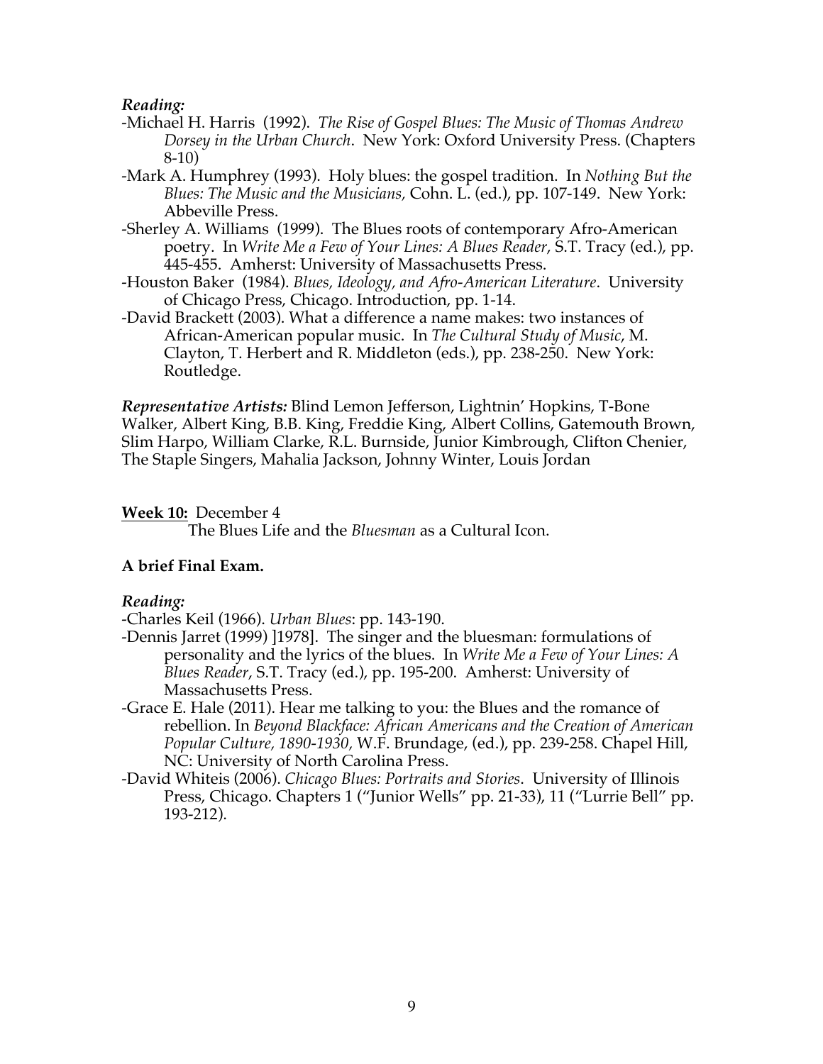***Reading:***

- -Michael H. Harris (1992). *The Rise of Gospel Blues: The Music of Thomas Andrew Dorsey in the Urban Church*. New York: Oxford University Press. (Chapters 8-10)
- -Mark A. Humphrey (1993). Holy blues: the gospel tradition. In *Nothing But the Blues: The Music and the Musicians,* Cohn. L. (ed.), pp. 107-149. New York: Abbeville Press.
- -Sherley A. Williams (1999). The Blues roots of contemporary Afro-American poetry. In *Write Me a Few of Your Lines: A Blues Reader*, S.T. Tracy (ed.), pp. 445-455. Amherst: University of Massachusetts Press.
- -Houston Baker (1984). *Blues, Ideology, and Afro-American Literature*. University of Chicago Press, Chicago. Introduction, pp. 1-14.
- -David Brackett (2003). What a difference a name makes: two instances of African-American popular music. In *The Cultural Study of Music*, M. Clayton, T. Herbert and R. Middleton (eds.), pp. 238-250. New York: Routledge.

***Representative Artists:*** Blind Lemon Jefferson, Lightnin' Hopkins, T-Bone Walker, Albert King, B.B. King, Freddie King, Albert Collins, Gatemouth Brown, Slim Harpo, William Clarke, R.L. Burnside, Junior Kimbrough, Clifton Chenier, The Staple Singers, Mahalia Jackson, Johnny Winter, Louis Jordan

**<u>Week 10:</u>** December 4
The Blues Life and the *Bluesman* as a Cultural Icon.

**A brief Final Exam.**

***Reading:***

- -Charles Keil (1966). *Urban Blues*: pp. 143-190.
- -Dennis Jarret (1999) ]1978]. The singer and the bluesman: formulations of personality and the lyrics of the blues. In *Write Me a Few of Your Lines: A Blues Reader*, S.T. Tracy (ed.), pp. 195-200. Amherst: University of Massachusetts Press.
- -Grace E. Hale (2011). Hear me talking to you: the Blues and the romance of rebellion. In *Beyond Blackface: African Americans and the Creation of American Popular Culture, 1890-1930,* W.F. Brundage, (ed.), pp. 239-258. Chapel Hill, NC: University of North Carolina Press.
- -David Whiteis (2006). *Chicago Blues: Portraits and Stories*. University of Illinois Press, Chicago. Chapters 1 ("Junior Wells" pp. 21-33), 11 ("Lurrie Bell" pp. 193-212).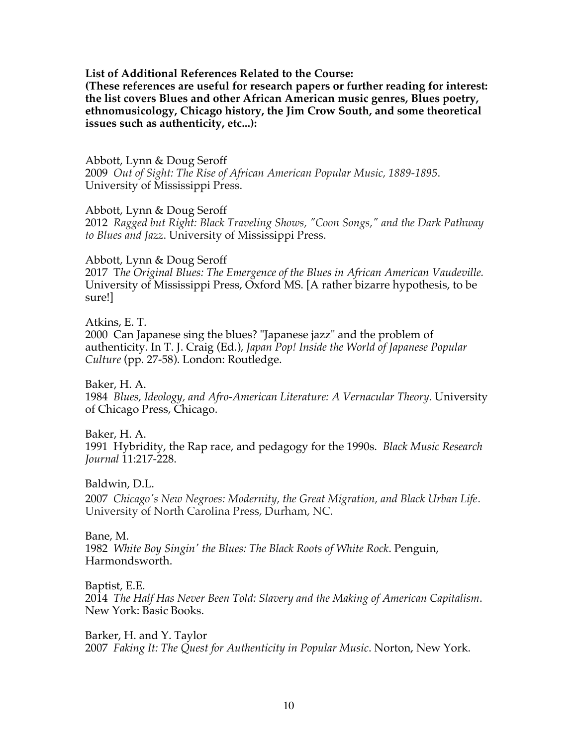**List of Additional References Related to the Course:**
**(These references are useful for research papers or further reading for interest: the list covers Blues and other African American music genres, Blues poetry, ethnomusicology, Chicago history, the Jim Crow South, and some theoretical issues such as authenticity, etc...):**

Abbott, Lynn & Doug Seroff
2009 *Out of Sight: The Rise of African American Popular Music, 1889-1895*. University of Mississippi Press.

Abbott, Lynn & Doug Seroff
2012 *Ragged but Right: Black Traveling Shows, "Coon Songs," and the Dark Pathway to Blues and Jazz*. University of Mississippi Press.

Abbott, Lynn & Doug Seroff
2017 T*he Original Blues: The Emergence of the Blues in African American Vaudeville.* University of Mississippi Press, Oxford MS. [A rather bizarre hypothesis, to be sure!]

Atkins, E. T.
2000 Can Japanese sing the blues? "Japanese jazz" and the problem of authenticity. In T. J. Craig (Ed.), *Japan Pop! Inside the World of Japanese Popular Culture* (pp. 27-58). London: Routledge.

Baker, H. A.
1984 *Blues, Ideology, and Afro-American Literature: A Vernacular Theory*. University of Chicago Press, Chicago.

Baker, H. A.
1991 Hybridity, the Rap race, and pedagogy for the 1990s. *Black Music Research Journal* 11:217-228.

Baldwin, D.L.
2007 *Chicago's New Negroes: Modernity, the Great Migration, and Black Urban Life*. University of North Carolina Press, Durham, NC.

Bane, M.
1982 *White Boy Singin' the Blues: The Black Roots of White Rock*. Penguin, Harmondsworth.

Baptist, E.E.
2014 *The Half Has Never Been Told: Slavery and the Making of American Capitalism*. New York: Basic Books.

Barker, H. and Y. Taylor
2007 *Faking It: The Quest for Authenticity in Popular Music*. Norton, New York.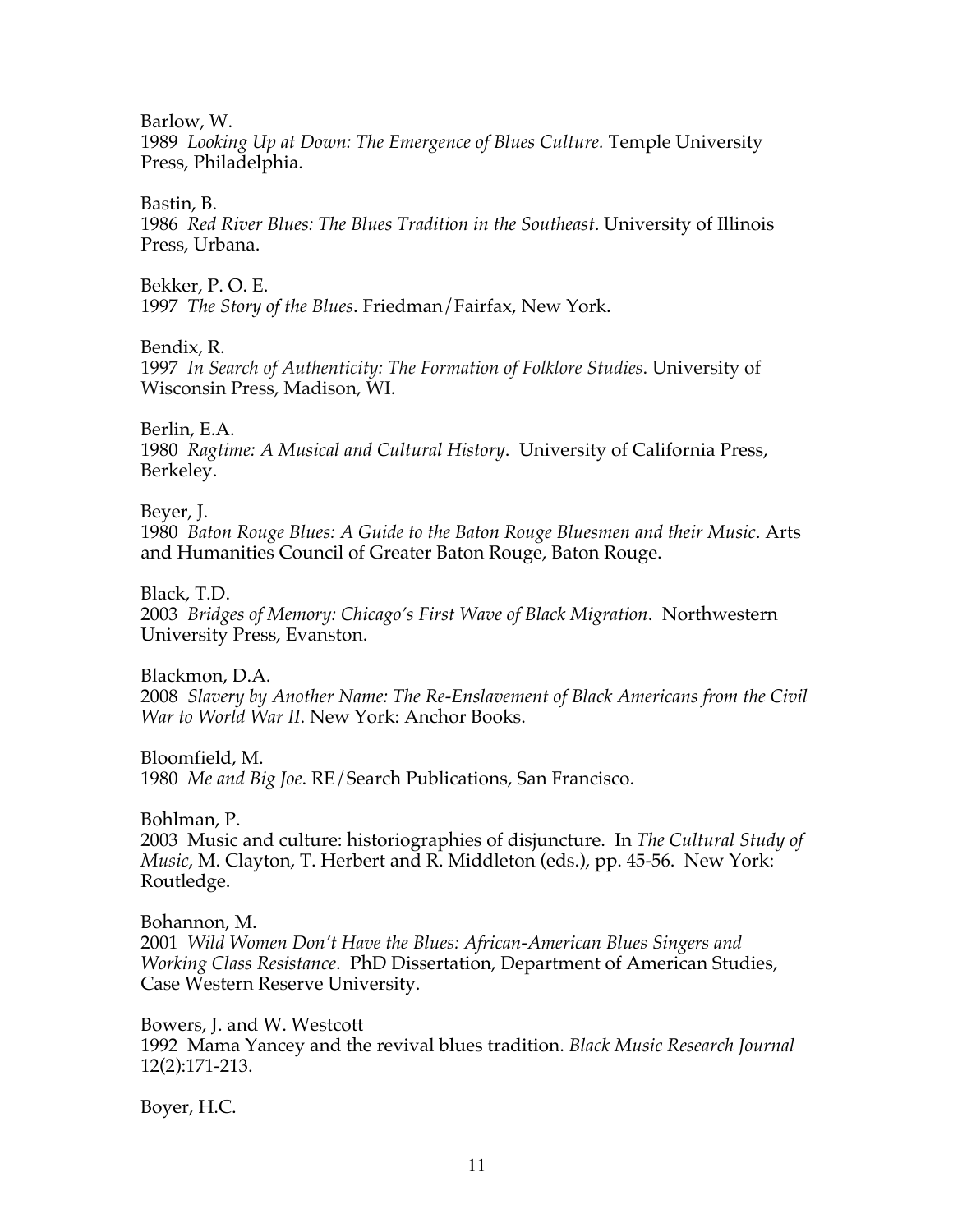Barlow, W.  
1989 *Looking Up at Down: The Emergence of Blues Culture.* Temple University Press, Philadelphia.

Bastin, B.  
1986 *Red River Blues: The Blues Tradition in the Southeast*. University of Illinois Press, Urbana.

Bekker, P. O. E.  
1997 *The Story of the Blues*. Friedman/Fairfax, New York.

Bendix, R.  
1997 *In Search of Authenticity: The Formation of Folklore Studies*. University of Wisconsin Press, Madison, WI.

Berlin, E.A.  
1980 *Ragtime: A Musical and Cultural History*. University of California Press, Berkeley.

Beyer, J.  
1980 *Baton Rouge Blues: A Guide to the Baton Rouge Bluesmen and their Music*. Arts and Humanities Council of Greater Baton Rouge, Baton Rouge.

Black, T.D.  
2003 *Bridges of Memory: Chicago's First Wave of Black Migration*. Northwestern University Press, Evanston.

Blackmon, D.A.  
2008 *Slavery by Another Name: The Re-Enslavement of Black Americans from the Civil War to World War II*. New York: Anchor Books.

Bloomfield, M.  
1980 *Me and Big Joe*. RE/Search Publications, San Francisco.

Bohlman, P.  
2003 Music and culture: historiographies of disjuncture. In *The Cultural Study of Music*, M. Clayton, T. Herbert and R. Middleton (eds.), pp. 45-56. New York: Routledge.

Bohannon, M.  
2001 *Wild Women Don't Have the Blues: African-American Blues Singers and Working Class Resistance*. PhD Dissertation, Department of American Studies, Case Western Reserve University.

Bowers, J. and W. Westcott  
1992 Mama Yancey and the revival blues tradition. *Black Music Research Journal* 12(2):171-213.

Boyer, H.C.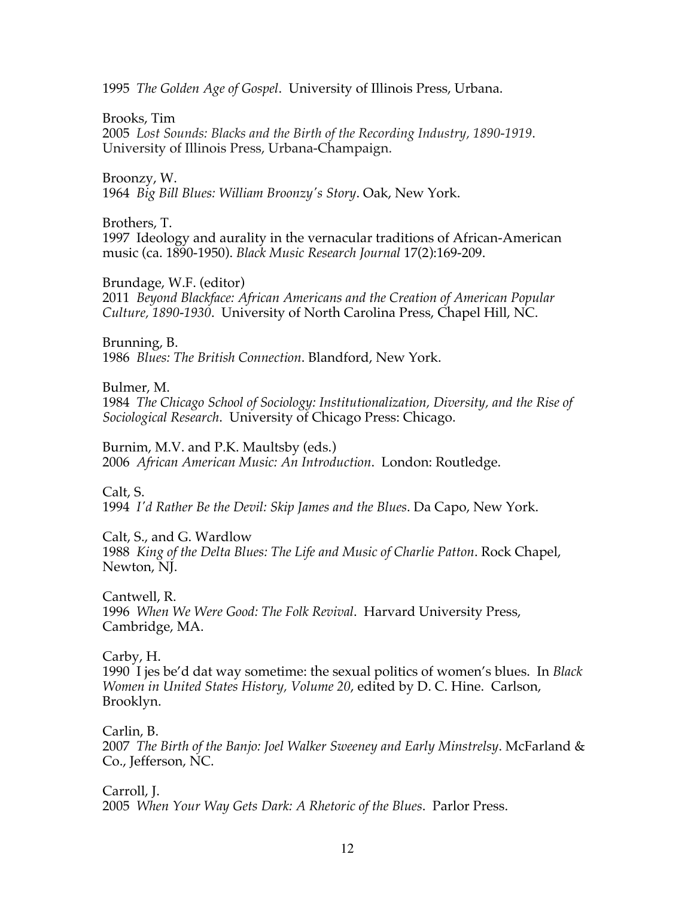1995 *The Golden Age of Gospel*. University of Illinois Press, Urbana.

Brooks, Tim
2005 *Lost Sounds: Blacks and the Birth of the Recording Industry, 1890-1919*. University of Illinois Press, Urbana-Champaign.

Broonzy, W.
1964 *Big Bill Blues: William Broonzy's Story*. Oak, New York.

Brothers, T.
1997 Ideology and aurality in the vernacular traditions of African-American music (ca. 1890-1950). *Black Music Research Journal* 17(2):169-209.

Brundage, W.F. (editor)
2011 *Beyond Blackface: African Americans and the Creation of American Popular Culture, 1890-1930*. University of North Carolina Press, Chapel Hill, NC.

Brunning, B.
1986 *Blues: The British Connection*. Blandford, New York.

Bulmer, M.
1984 *The Chicago School of Sociology: Institutionalization, Diversity, and the Rise of Sociological Research*. University of Chicago Press: Chicago.

Burnim, M.V. and P.K. Maultsby (eds.)
2006 *African American Music: An Introduction*. London: Routledge.

Calt, S.
1994 *I'd Rather Be the Devil: Skip James and the Blues*. Da Capo, New York.

Calt, S., and G. Wardlow
1988 *King of the Delta Blues: The Life and Music of Charlie Patton*. Rock Chapel, Newton, NJ.

Cantwell, R.
1996 *When We Were Good: The Folk Revival*. Harvard University Press, Cambridge, MA.

Carby, H.
1990 I jes be'd dat way sometime: the sexual politics of women's blues. In *Black Women in United States History, Volume 20*, edited by D. C. Hine. Carlson, Brooklyn.

Carlin, B.
2007 *The Birth of the Banjo: Joel Walker Sweeney and Early Minstrelsy*. McFarland & Co., Jefferson, NC.

Carroll, J.
2005 *When Your Way Gets Dark: A Rhetoric of the Blues*. Parlor Press.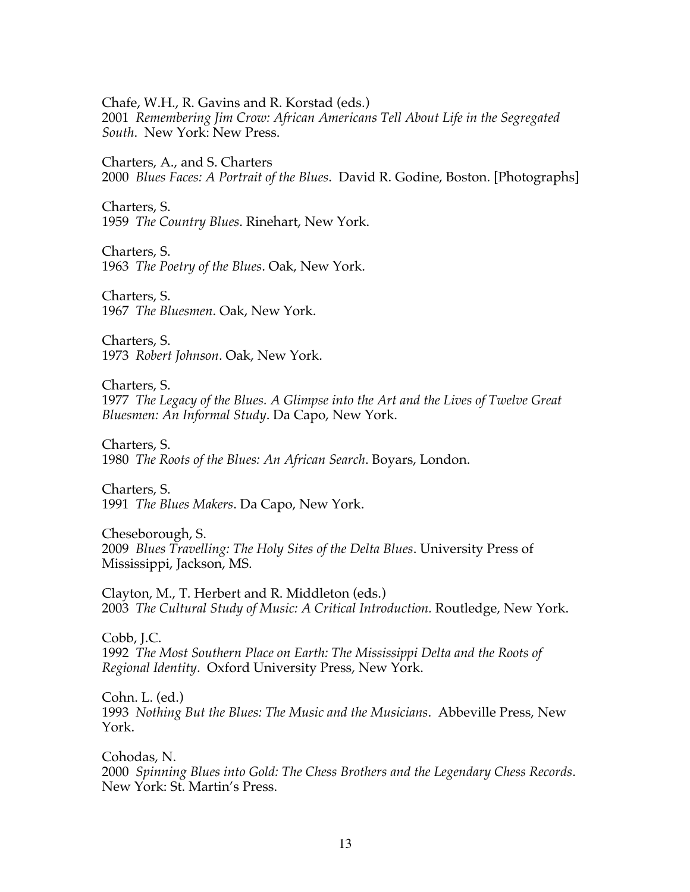Chafe, W.H., R. Gavins and R. Korstad (eds.)
2001 *Remembering Jim Crow: African Americans Tell About Life in the Segregated South*. New York: New Press.

Charters, A., and S. Charters
2000 *Blues Faces: A Portrait of the Blues*. David R. Godine, Boston. [Photographs]

Charters, S.
1959 *The Country Blues*. Rinehart, New York.

Charters, S.
1963 *The Poetry of the Blues*. Oak, New York.

Charters, S.
1967 *The Bluesmen*. Oak, New York.

Charters, S.
1973 *Robert Johnson*. Oak, New York.

Charters, S.
1977 *The Legacy of the Blues. A Glimpse into the Art and the Lives of Twelve Great Bluesmen: An Informal Study*. Da Capo, New York.

Charters, S.
1980 *The Roots of the Blues: An African Search*. Boyars, London.

Charters, S.
1991 *The Blues Makers*. Da Capo, New York.

Cheseborough, S.
2009 *Blues Travelling: The Holy Sites of the Delta Blues*. University Press of Mississippi, Jackson, MS.

Clayton, M., T. Herbert and R. Middleton (eds.)
2003 *The Cultural Study of Music: A Critical Introduction.* Routledge, New York.

Cobb, J.C.
1992 *The Most Southern Place on Earth: The Mississippi Delta and the Roots of Regional Identity*. Oxford University Press, New York.

Cohn. L. (ed.)
1993 *Nothing But the Blues: The Music and the Musicians*. Abbeville Press, New York.

Cohodas, N.
2000 *Spinning Blues into Gold: The Chess Brothers and the Legendary Chess Records*. New York: St. Martin's Press.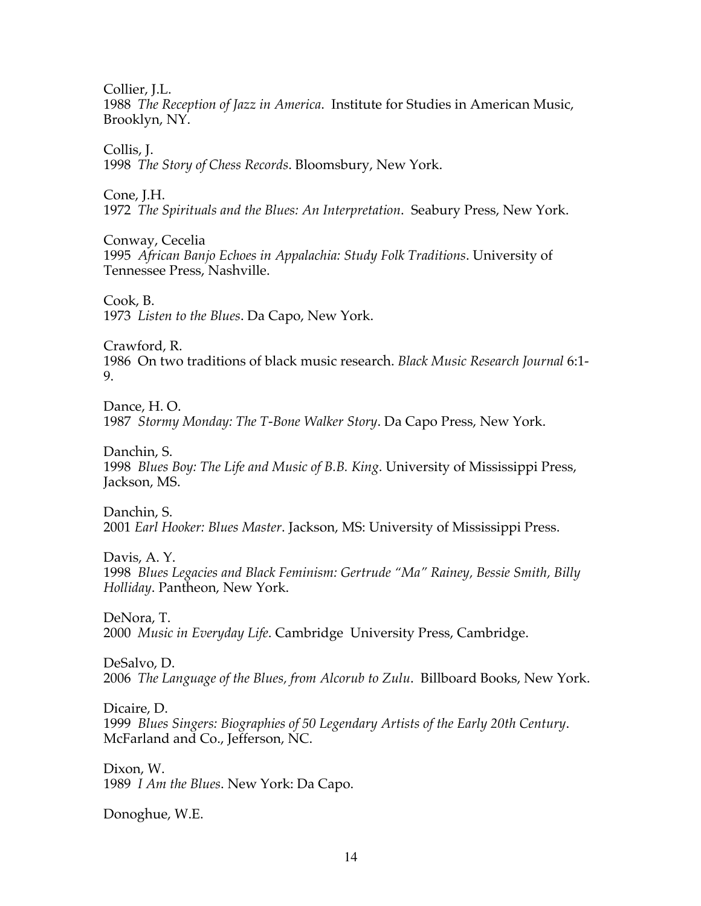Collier, J.L.
1988 *The Reception of Jazz in America*. Institute for Studies in American Music, Brooklyn, NY.

Collis, J.
1998 *The Story of Chess Records*. Bloomsbury, New York.

Cone, J.H.
1972 *The Spirituals and the Blues: An Interpretation*. Seabury Press, New York.

Conway, Cecelia
1995 *African Banjo Echoes in Appalachia: Study Folk Traditions*. University of Tennessee Press, Nashville.

Cook, B.
1973 *Listen to the Blues*. Da Capo, New York.

Crawford, R.
1986 On two traditions of black music research. *Black Music Research Journal* 6:1-9.

Dance, H. O.
1987 *Stormy Monday: The T-Bone Walker Story*. Da Capo Press, New York.

Danchin, S.
1998 *Blues Boy: The Life and Music of B.B. King*. University of Mississippi Press, Jackson, MS.

Danchin, S.
2001 *Earl Hooker: Blues Master*. Jackson, MS: University of Mississippi Press.

Davis, A. Y.
1998 *Blues Legacies and Black Feminism: Gertrude "Ma" Rainey, Bessie Smith, Billy Holliday*. Pantheon, New York.

DeNora, T.
2000 *Music in Everyday Life*. Cambridge University Press, Cambridge.

DeSalvo, D.
2006 *The Language of the Blues, from Alcorub to Zulu*. Billboard Books, New York.

Dicaire, D.
1999 *Blues Singers: Biographies of 50 Legendary Artists of the Early 20th Century*. McFarland and Co., Jefferson, NC.

Dixon, W.
1989 *I Am the Blues*. New York: Da Capo.

Donoghue, W.E.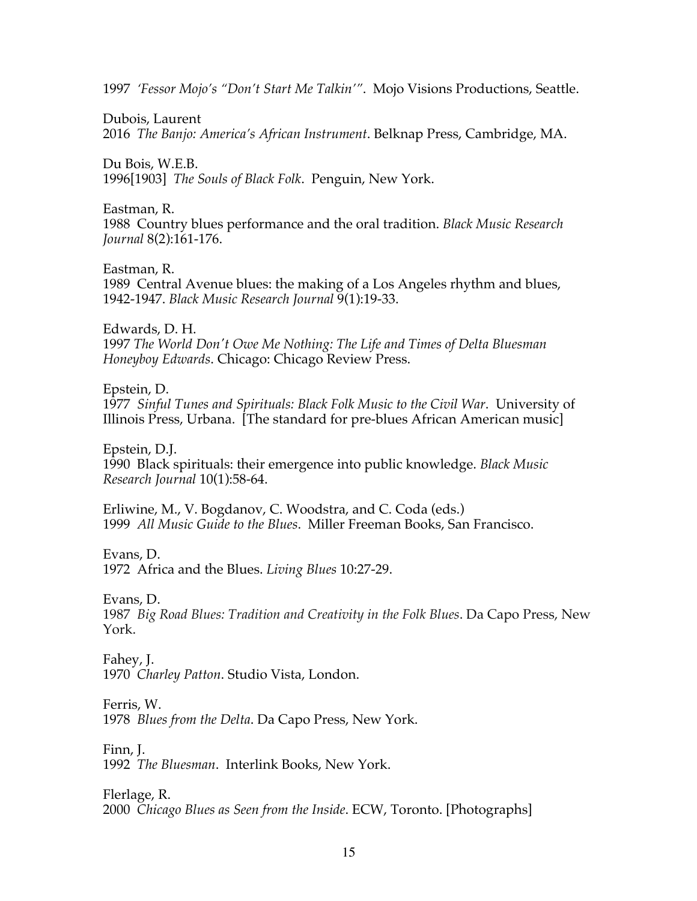1997 *'Fessor Mojo's "Don't Start Me Talkin'"*. Mojo Visions Productions, Seattle.

Dubois, Laurent
2016 *The Banjo: America's African Instrument*. Belknap Press, Cambridge, MA.

Du Bois, W.E.B.
1996[1903] *The Souls of Black Folk*. Penguin, New York.

Eastman, R.
1988 Country blues performance and the oral tradition. *Black Music Research Journal* 8(2):161-176.

Eastman, R.
1989 Central Avenue blues: the making of a Los Angeles rhythm and blues, 1942-1947. *Black Music Research Journal* 9(1):19-33.

Edwards, D. H.
1997 *The World Don't Owe Me Nothing: The Life and Times of Delta Bluesman Honeyboy Edwards*. Chicago: Chicago Review Press.

Epstein, D.
1977 *Sinful Tunes and Spirituals: Black Folk Music to the Civil War*. University of Illinois Press, Urbana. [The standard for pre-blues African American music]

Epstein, D.J.
1990 Black spirituals: their emergence into public knowledge. *Black Music Research Journal* 10(1):58-64.

Erliwine, M., V. Bogdanov, C. Woodstra, and C. Coda (eds.)
1999 *All Music Guide to the Blues*. Miller Freeman Books, San Francisco.

Evans, D.
1972 Africa and the Blues. *Living Blues* 10:27-29.

Evans, D.
1987 *Big Road Blues: Tradition and Creativity in the Folk Blues*. Da Capo Press, New York.

Fahey, J.
1970 *Charley Patton*. Studio Vista, London.

Ferris, W.
1978 *Blues from the Delta*. Da Capo Press, New York.

Finn, J.
1992 *The Bluesman*. Interlink Books, New York.

Flerlage, R.
2000 *Chicago Blues as Seen from the Inside*. ECW, Toronto. [Photographs]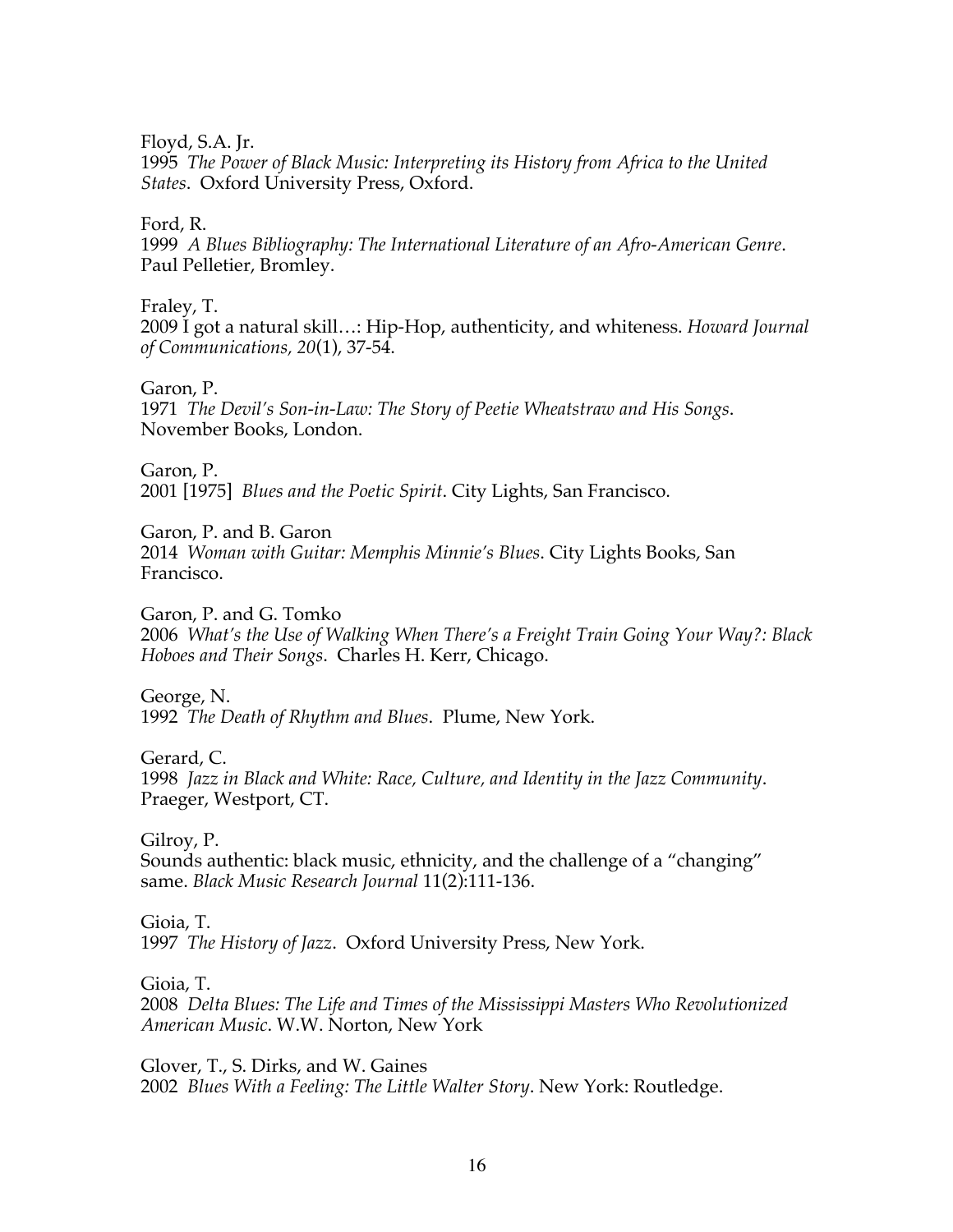Floyd, S.A. Jr.
1995 *The Power of Black Music: Interpreting its History from Africa to the United States*. Oxford University Press, Oxford.

Ford, R.
1999 *A Blues Bibliography: The International Literature of an Afro-American Genre*. Paul Pelletier, Bromley.

Fraley, T.
2009 I got a natural skill…: Hip-Hop, authenticity, and whiteness. *Howard Journal of Communications, 20*(1), 37-54.

Garon, P.
1971 *The Devil's Son-in-Law: The Story of Peetie Wheatstraw and His Songs*. November Books, London.

Garon, P.
2001 [1975] *Blues and the Poetic Spirit*. City Lights, San Francisco.

Garon, P. and B. Garon
2014 *Woman with Guitar: Memphis Minnie's Blues*. City Lights Books, San Francisco.

Garon, P. and G. Tomko
2006 *What's the Use of Walking When There's a Freight Train Going Your Way?: Black Hoboes and Their Songs*. Charles H. Kerr, Chicago.

George, N.
1992 *The Death of Rhythm and Blues*. Plume, New York.

Gerard, C.
1998 *Jazz in Black and White: Race, Culture, and Identity in the Jazz Community*. Praeger, Westport, CT.

Gilroy, P.
Sounds authentic: black music, ethnicity, and the challenge of a "changing" same. *Black Music Research Journal* 11(2):111-136.

Gioia, T.
1997 *The History of Jazz*. Oxford University Press, New York.

Gioia, T.
2008 *Delta Blues: The Life and Times of the Mississippi Masters Who Revolutionized American Music*. W.W. Norton, New York

Glover, T., S. Dirks, and W. Gaines
2002 *Blues With a Feeling: The Little Walter Story*. New York: Routledge.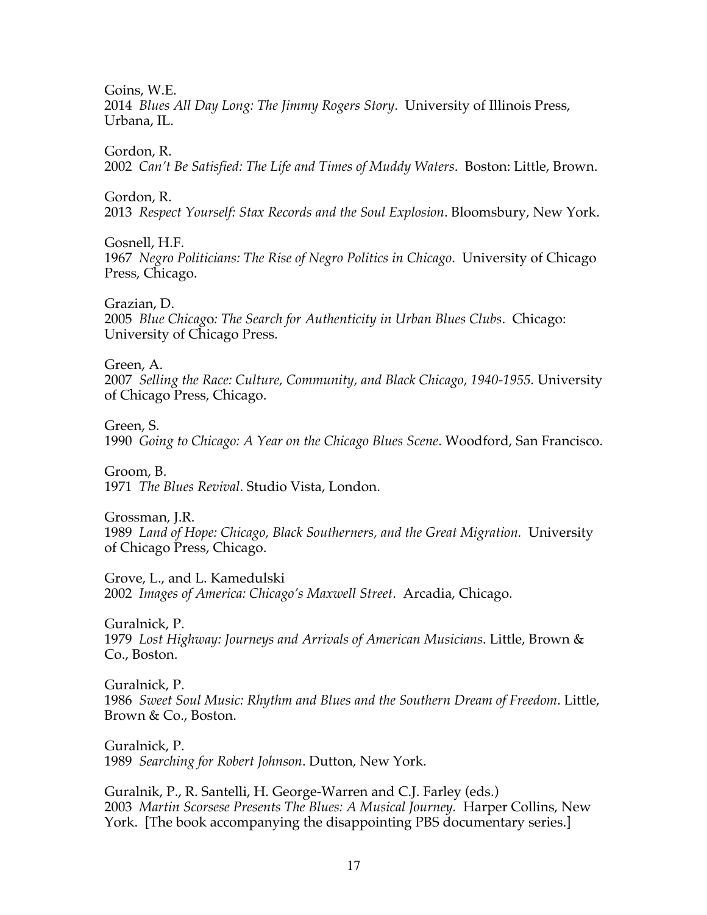Goins, W.E.
2014 *Blues All Day Long: The Jimmy Rogers Story*. University of Illinois Press, Urbana, IL.

Gordon, R.
2002 *Can't Be Satisfied: The Life and Times of Muddy Waters*. Boston: Little, Brown.

Gordon, R.
2013 *Respect Yourself: Stax Records and the Soul Explosion*. Bloomsbury, New York.

Gosnell, H.F.
1967 *Negro Politicians: The Rise of Negro Politics in Chicago*. University of Chicago Press, Chicago.

Grazian, D.
2005 *Blue Chicago: The Search for Authenticity in Urban Blues Clubs*. Chicago: University of Chicago Press.

Green, A.
2007 *Selling the Race: Culture, Community, and Black Chicago, 1940-1955.* University of Chicago Press, Chicago.

Green, S.
1990 *Going to Chicago: A Year on the Chicago Blues Scene*. Woodford, San Francisco.

Groom, B.
1971 *The Blues Revival*. Studio Vista, London.

Grossman, J.R.
1989 *Land of Hope: Chicago, Black Southerners, and the Great Migration.* University of Chicago Press, Chicago.

Grove, L., and L. Kamedulski
2002 *Images of America: Chicago's Maxwell Street*. Arcadia, Chicago.

Guralnick, P.
1979 *Lost Highway: Journeys and Arrivals of American Musicians*. Little, Brown & Co., Boston.

Guralnick, P.
1986 *Sweet Soul Music: Rhythm and Blues and the Southern Dream of Freedom*. Little, Brown & Co., Boston.

Guralnick, P.
1989 *Searching for Robert Johnson*. Dutton, New York.

Guralnik, P., R. Santelli, H. George-Warren and C.J. Farley (eds.)
2003 *Martin Scorsese Presents The Blues: A Musical Journey.* Harper Collins, New York. [The book accompanying the disappointing PBS documentary series.]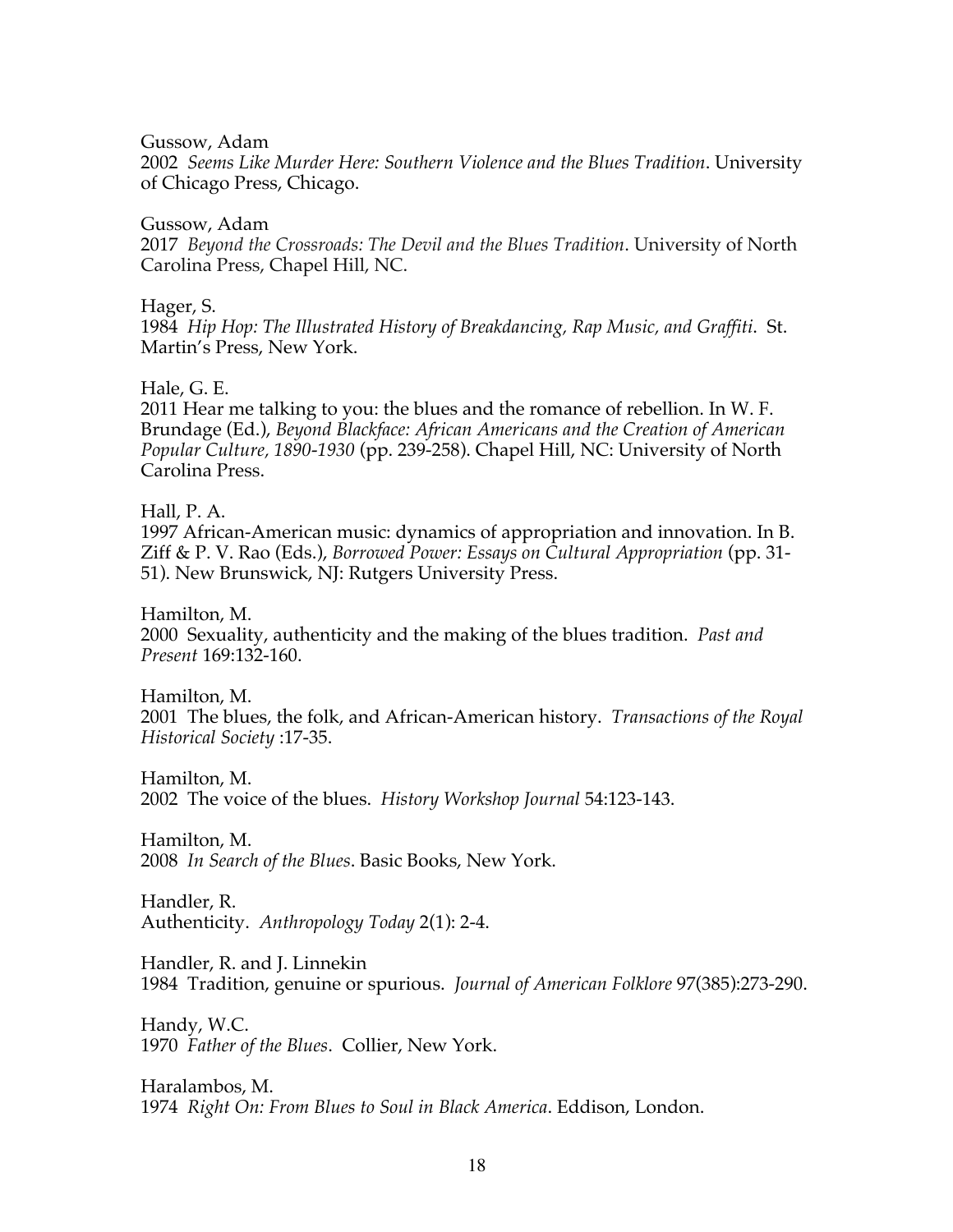Gussow, Adam
2002 *Seems Like Murder Here: Southern Violence and the Blues Tradition*. University of Chicago Press, Chicago.

Gussow, Adam
2017 *Beyond the Crossroads: The Devil and the Blues Tradition*. University of North Carolina Press, Chapel Hill, NC.

Hager, S.
1984 *Hip Hop: The Illustrated History of Breakdancing, Rap Music, and Graffiti*. St. Martin's Press, New York.

Hale, G. E.
2011 Hear me talking to you: the blues and the romance of rebellion. In W. F. Brundage (Ed.), *Beyond Blackface: African Americans and the Creation of American Popular Culture, 1890-1930* (pp. 239-258). Chapel Hill, NC: University of North Carolina Press.

Hall, P. A.
1997 African-American music: dynamics of appropriation and innovation. In B. Ziff & P. V. Rao (Eds.), *Borrowed Power: Essays on Cultural Appropriation* (pp. 31-51). New Brunswick, NJ: Rutgers University Press.

Hamilton, M.
2000 Sexuality, authenticity and the making of the blues tradition. *Past and Present* 169:132-160.

Hamilton, M.
2001 The blues, the folk, and African-American history. *Transactions of the Royal Historical Society* :17-35.

Hamilton, M.
2002 The voice of the blues. *History Workshop Journal* 54:123-143.

Hamilton, M.
2008 *In Search of the Blues*. Basic Books, New York.

Handler, R.
Authenticity. *Anthropology Today* 2(1): 2-4.

Handler, R. and J. Linnekin
1984 Tradition, genuine or spurious. *Journal of American Folklore* 97(385):273-290.

Handy, W.C.
1970 *Father of the Blues*. Collier, New York.

Haralambos, M.
1974 *Right On: From Blues to Soul in Black America*. Eddison, London.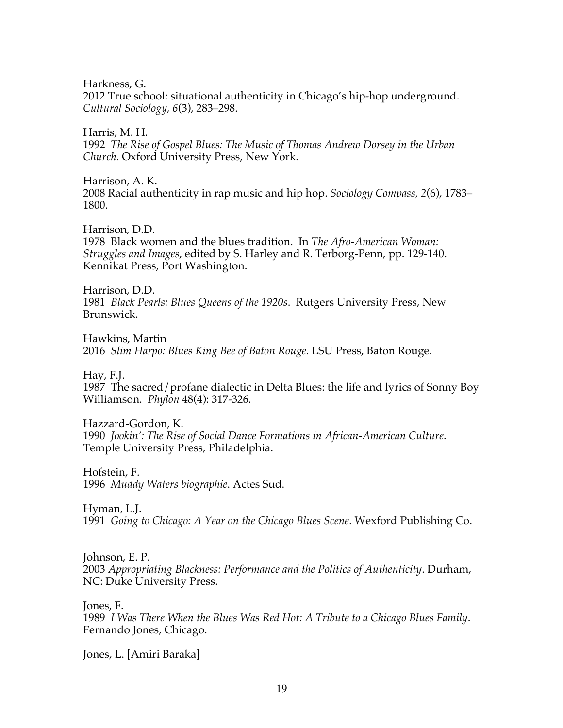Harkness, G.
2012 True school: situational authenticity in Chicago's hip-hop underground. *Cultural Sociology, 6*(3), 283–298.

Harris, M. H.
1992 *The Rise of Gospel Blues: The Music of Thomas Andrew Dorsey in the Urban Church*. Oxford University Press, New York.

Harrison, A. K.
2008 Racial authenticity in rap music and hip hop. *Sociology Compass, 2*(6), 1783–1800.

Harrison, D.D.
1978 Black women and the blues tradition. In *The Afro-American Woman: Struggles and Images*, edited by S. Harley and R. Terborg-Penn, pp. 129-140. Kennikat Press, Port Washington.

Harrison, D.D.
1981 *Black Pearls: Blues Queens of the 1920s*. Rutgers University Press, New Brunswick.

Hawkins, Martin
2016 *Slim Harpo: Blues King Bee of Baton Rouge*. LSU Press, Baton Rouge.

Hay, F.J.
1987 The sacred/profane dialectic in Delta Blues: the life and lyrics of Sonny Boy Williamson. *Phylon* 48(4): 317-326.

Hazzard-Gordon, K.
1990 *Jookin': The Rise of Social Dance Formations in African-American Culture*. Temple University Press, Philadelphia.

Hofstein, F.
1996 *Muddy Waters biographie*. Actes Sud.

Hyman, L.J.
1991 *Going to Chicago: A Year on the Chicago Blues Scene*. Wexford Publishing Co.

Johnson, E. P.
2003 *Appropriating Blackness: Performance and the Politics of Authenticity*. Durham, NC: Duke University Press.

Jones, F.
1989 *I Was There When the Blues Was Red Hot: A Tribute to a Chicago Blues Family*. Fernando Jones, Chicago.

Jones, L. [Amiri Baraka]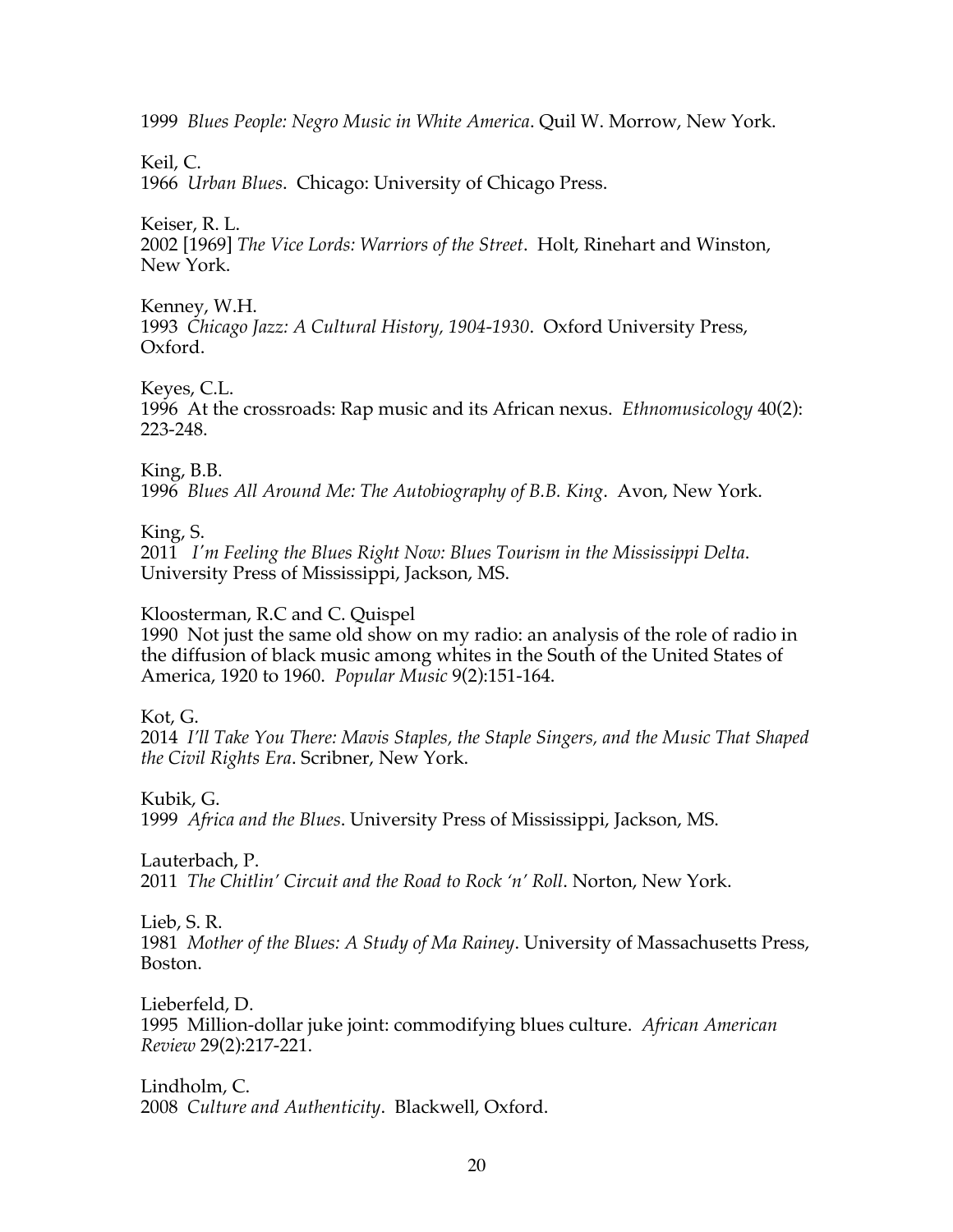1999 *Blues People: Negro Music in White America*. Quil W. Morrow, New York.

Keil, C.
1966 *Urban Blues*. Chicago: University of Chicago Press.

Keiser, R. L.
2002 [1969] *The Vice Lords: Warriors of the Street*. Holt, Rinehart and Winston, New York.

Kenney, W.H.
1993 *Chicago Jazz: A Cultural History, 1904-1930*. Oxford University Press, Oxford.

Keyes, C.L.
1996 At the crossroads: Rap music and its African nexus. *Ethnomusicology* 40(2): 223-248.

King, B.B.
1996 *Blues All Around Me: The Autobiography of B.B. King*. Avon, New York.

King, S.
2011 *I'm Feeling the Blues Right Now: Blues Tourism in the Mississippi Delta*. University Press of Mississippi, Jackson, MS.

Kloosterman, R.C and C. Quispel
1990 Not just the same old show on my radio: an analysis of the role of radio in the diffusion of black music among whites in the South of the United States of America, 1920 to 1960. *Popular Music* 9(2):151-164.

Kot, G.
2014 *I'll Take You There: Mavis Staples, the Staple Singers, and the Music That Shaped the Civil Rights Era*. Scribner, New York.

Kubik, G.
1999 *Africa and the Blues*. University Press of Mississippi, Jackson, MS.

Lauterbach, P.
2011 *The Chitlin' Circuit and the Road to Rock 'n' Roll*. Norton, New York.

Lieb, S. R.
1981 *Mother of the Blues: A Study of Ma Rainey*. University of Massachusetts Press, Boston.

Lieberfeld, D.
1995 Million-dollar juke joint: commodifying blues culture. *African American Review* 29(2):217-221.

Lindholm, C.
2008 *Culture and Authenticity*. Blackwell, Oxford.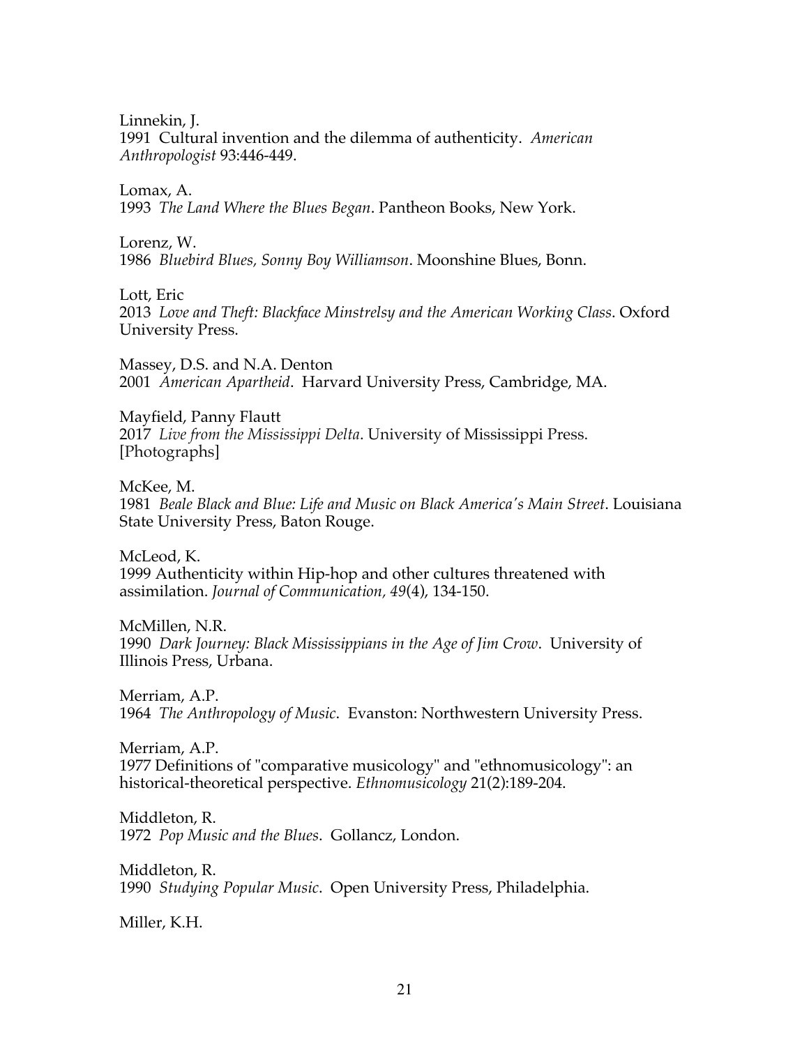Linnekin, J.
1991 Cultural invention and the dilemma of authenticity. *American Anthropologist* 93:446-449.

Lomax, A.
1993 *The Land Where the Blues Began*. Pantheon Books, New York.

Lorenz, W.
1986 *Bluebird Blues, Sonny Boy Williamson*. Moonshine Blues, Bonn.

Lott, Eric
2013 *Love and Theft: Blackface Minstrelsy and the American Working Class*. Oxford University Press.

Massey, D.S. and N.A. Denton
2001 *American Apartheid*. Harvard University Press, Cambridge, MA.

Mayfield, Panny Flautt
2017 *Live from the Mississippi Delta*. University of Mississippi Press. [Photographs]

McKee, M.
1981 *Beale Black and Blue: Life and Music on Black America's Main Street*. Louisiana State University Press, Baton Rouge.

McLeod, K.
1999 Authenticity within Hip-hop and other cultures threatened with assimilation. *Journal of Communication, 49*(4), 134-150.

McMillen, N.R.
1990 *Dark Journey: Black Mississippians in the Age of Jim Crow*. University of Illinois Press, Urbana.

Merriam, A.P.
1964 *The Anthropology of Music*. Evanston: Northwestern University Press.

Merriam, A.P.
1977 Definitions of "comparative musicology" and "ethnomusicology": an historical-theoretical perspective. *Ethnomusicology* 21(2):189-204.

Middleton, R.
1972 *Pop Music and the Blues*. Gollancz, London.

Middleton, R.
1990 *Studying Popular Music*. Open University Press, Philadelphia.

Miller, K.H.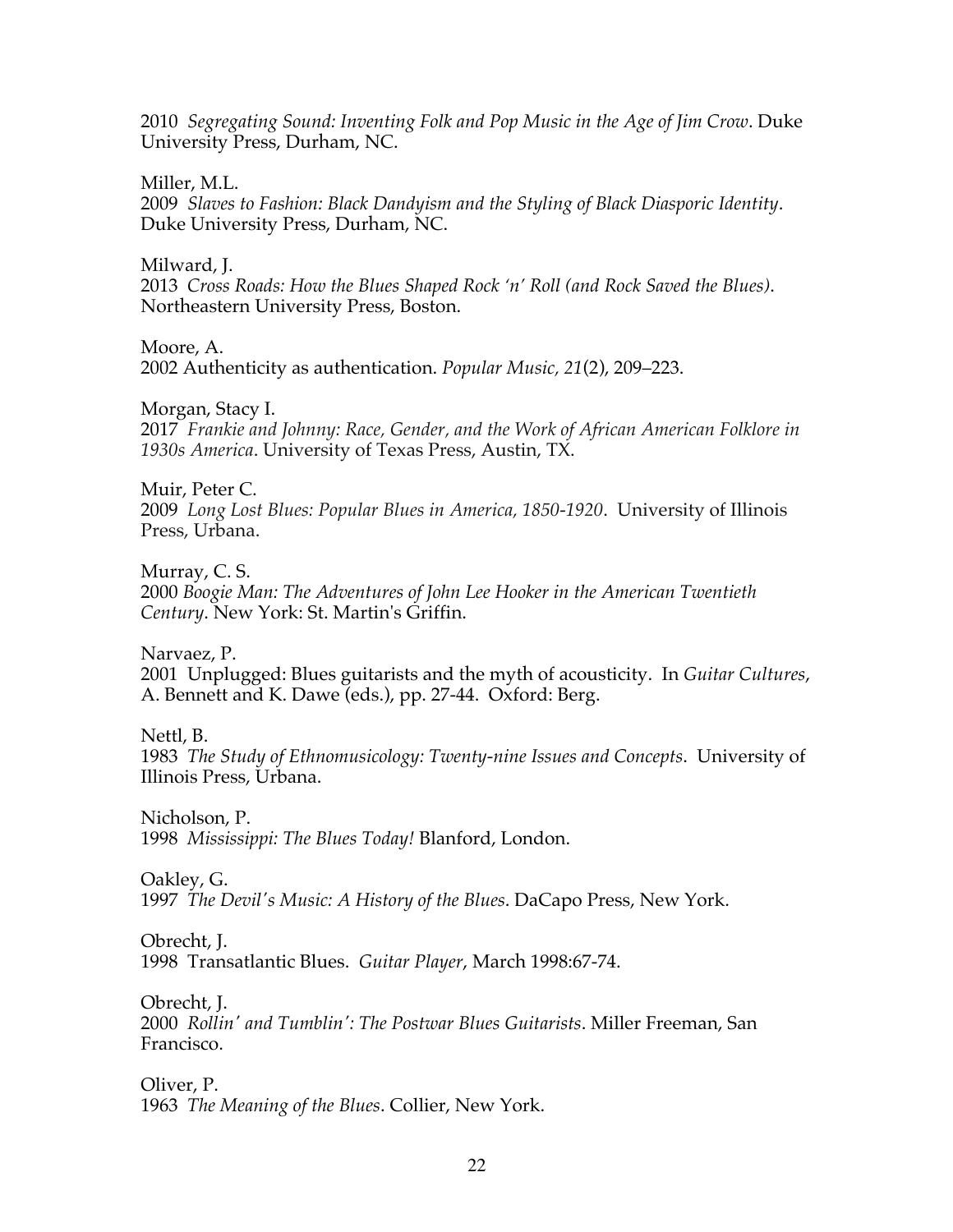2010 *Segregating Sound: Inventing Folk and Pop Music in the Age of Jim Crow*. Duke University Press, Durham, NC.

Miller, M.L.
2009 *Slaves to Fashion: Black Dandyism and the Styling of Black Diasporic Identity*. Duke University Press, Durham, NC.

Milward, J.
2013 *Cross Roads: How the Blues Shaped Rock 'n' Roll (and Rock Saved the Blues)*. Northeastern University Press, Boston.

Moore, A.
2002 Authenticity as authentication. *Popular Music, 21*(2), 209–223.

Morgan, Stacy I.
2017 *Frankie and Johnny: Race, Gender, and the Work of African American Folklore in 1930s America*. University of Texas Press, Austin, TX.

Muir, Peter C.
2009 *Long Lost Blues: Popular Blues in America, 1850-1920*. University of Illinois Press, Urbana.

Murray, C. S.
2000 *Boogie Man: The Adventures of John Lee Hooker in the American Twentieth Century*. New York: St. Martin's Griffin.

Narvaez, P.
2001 Unplugged: Blues guitarists and the myth of acousticity. In *Guitar Cultures*, A. Bennett and K. Dawe (eds.), pp. 27-44. Oxford: Berg.

Nettl, B.
1983 *The Study of Ethnomusicology: Twenty-nine Issues and Concepts*. University of Illinois Press, Urbana.

Nicholson, P.
1998 *Mississippi: The Blues Today!* Blanford, London.

Oakley, G.
1997 *The Devil's Music: A History of the Blues*. DaCapo Press, New York.

Obrecht, J.
1998 Transatlantic Blues. *Guitar Player*, March 1998:67-74.

Obrecht, J.
2000 *Rollin' and Tumblin': The Postwar Blues Guitarists*. Miller Freeman, San Francisco.

Oliver, P.
1963 *The Meaning of the Blues*. Collier, New York.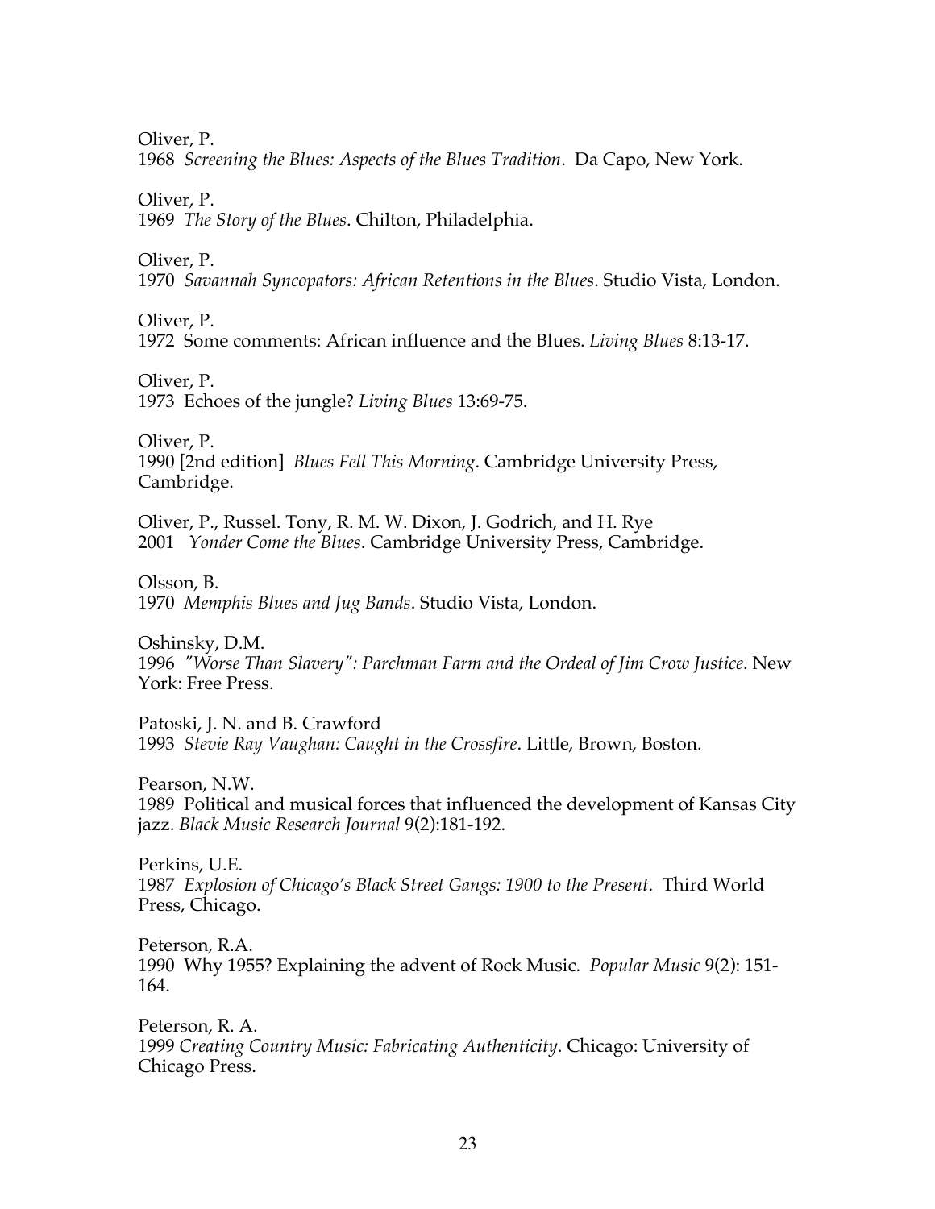Oliver, P.
1968 *Screening the Blues: Aspects of the Blues Tradition*. Da Capo, New York.

Oliver, P.
1969 *The Story of the Blues*. Chilton, Philadelphia.

Oliver, P.
1970 *Savannah Syncopators: African Retentions in the Blues*. Studio Vista, London.

Oliver, P.
1972 Some comments: African influence and the Blues. *Living Blues* 8:13-17.

Oliver, P.
1973 Echoes of the jungle? *Living Blues* 13:69-75.

Oliver, P.
1990 [2nd edition] *Blues Fell This Morning*. Cambridge University Press, Cambridge.

Oliver, P., Russel. Tony, R. M. W. Dixon, J. Godrich, and H. Rye
2001 *Yonder Come the Blues*. Cambridge University Press, Cambridge.

Olsson, B.
1970 *Memphis Blues and Jug Bands*. Studio Vista, London.

Oshinsky, D.M.
1996 *"Worse Than Slavery": Parchman Farm and the Ordeal of Jim Crow Justice*. New York: Free Press.

Patoski, J. N. and B. Crawford
1993 *Stevie Ray Vaughan: Caught in the Crossfire*. Little, Brown, Boston.

Pearson, N.W.
1989 Political and musical forces that influenced the development of Kansas City jazz. *Black Music Research Journal* 9(2):181-192.

Perkins, U.E.
1987 *Explosion of Chicago's Black Street Gangs: 1900 to the Present*. Third World Press, Chicago.

Peterson, R.A.
1990 Why 1955? Explaining the advent of Rock Music. *Popular Music* 9(2): 151-164.

Peterson, R. A.
1999 *Creating Country Music: Fabricating Authenticity*. Chicago: University of Chicago Press.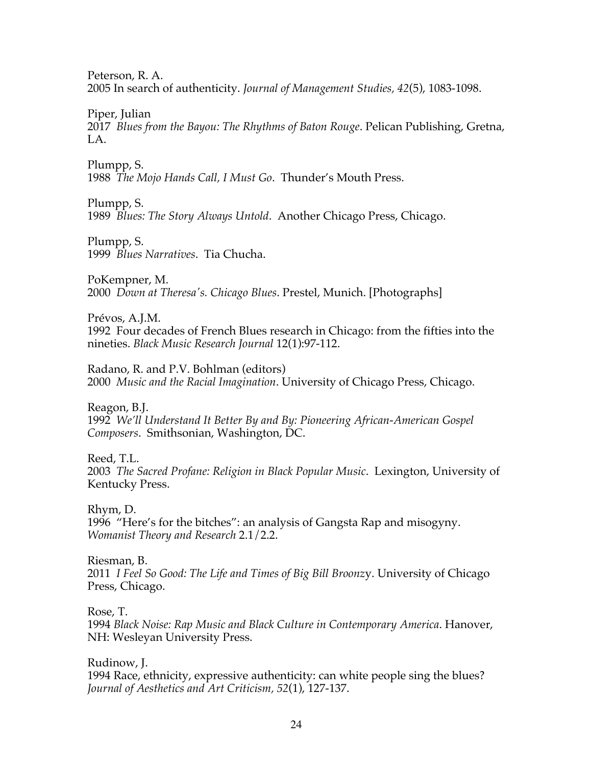Peterson, R. A.
2005 In search of authenticity. *Journal of Management Studies, 42*(5), 1083-1098.

Piper, Julian
2017 *Blues from the Bayou: The Rhythms of Baton Rouge*. Pelican Publishing, Gretna, LA.

Plumpp, S.
1988 *The Mojo Hands Call, I Must Go*. Thunder's Mouth Press.

Plumpp, S.
1989 *Blues: The Story Always Untold*. Another Chicago Press, Chicago.

Plumpp, S.
1999 *Blues Narratives*. Tia Chucha.

PoKempner, M.
2000 *Down at Theresa's. Chicago Blues*. Prestel, Munich. [Photographs]

Prévos, A.J.M.
1992 Four decades of French Blues research in Chicago: from the fifties into the nineties. *Black Music Research Journal* 12(1):97-112.

Radano, R. and P.V. Bohlman (editors)
2000 *Music and the Racial Imagination*. University of Chicago Press, Chicago.

Reagon, B.J.
1992 *We'll Understand It Better By and By: Pioneering African-American Gospel Composers*. Smithsonian, Washington, DC.

Reed, T.L.
2003 *The Sacred Profane: Religion in Black Popular Music*. Lexington, University of Kentucky Press.

Rhym, D.
1996 "Here's for the bitches": an analysis of Gangsta Rap and misogyny. *Womanist Theory and Research* 2.1/2.2.

Riesman, B.
2011 *I Feel So Good: The Life and Times of Big Bill Broonz*y. University of Chicago Press, Chicago.

Rose, T.
1994 *Black Noise: Rap Music and Black Culture in Contemporary America*. Hanover, NH: Wesleyan University Press.

Rudinow, J.
1994 Race, ethnicity, expressive authenticity: can white people sing the blues? *Journal of Aesthetics and Art Criticism, 52*(1), 127-137.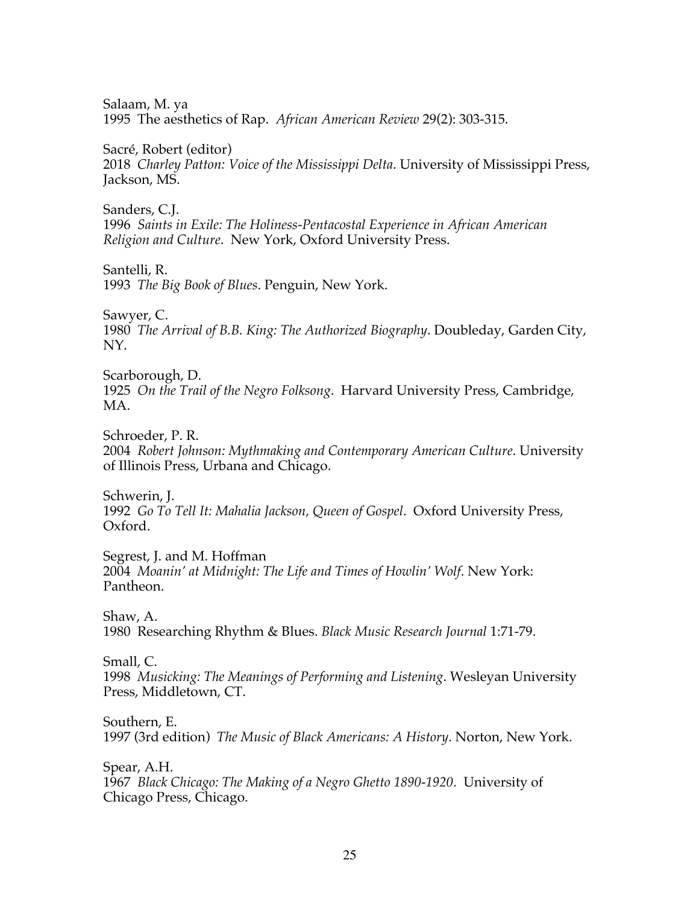Salaam, M. ya
1995 The aesthetics of Rap. *African American Review* 29(2): 303-315.

Sacré, Robert (editor)
2018 *Charley Patton: Voice of the Mississippi Delta*. University of Mississippi Press, Jackson, MS.

Sanders, C.J.
1996 *Saints in Exile: The Holiness-Pentacostal Experience in African American Religion and Culture*. New York, Oxford University Press.

Santelli, R.
1993 *The Big Book of Blues*. Penguin, New York.

Sawyer, C.
1980 *The Arrival of B.B. King: The Authorized Biography*. Doubleday, Garden City, NY.

Scarborough, D.
1925 *On the Trail of the Negro Folksong*. Harvard University Press, Cambridge, MA.

Schroeder, P. R.
2004 *Robert Johnson: Mythmaking and Contemporary American Culture*. University of Illinois Press, Urbana and Chicago.

Schwerin, J.
1992 *Go To Tell It: Mahalia Jackson, Queen of Gospel*. Oxford University Press, Oxford.

Segrest, J. and M. Hoffman
2004 *Moanin' at Midnight: The Life and Times of Howlin' Wolf*. New York: Pantheon.

Shaw, A.
1980 Researching Rhythm & Blues. *Black Music Research Journal* 1:71-79.

Small, C.
1998 *Musicking: The Meanings of Performing and Listening*. Wesleyan University Press, Middletown, CT.

Southern, E.
1997 (3rd edition) *The Music of Black Americans: A History*. Norton, New York.

Spear, A.H.
1967 *Black Chicago: The Making of a Negro Ghetto 1890-1920*. University of Chicago Press, Chicago.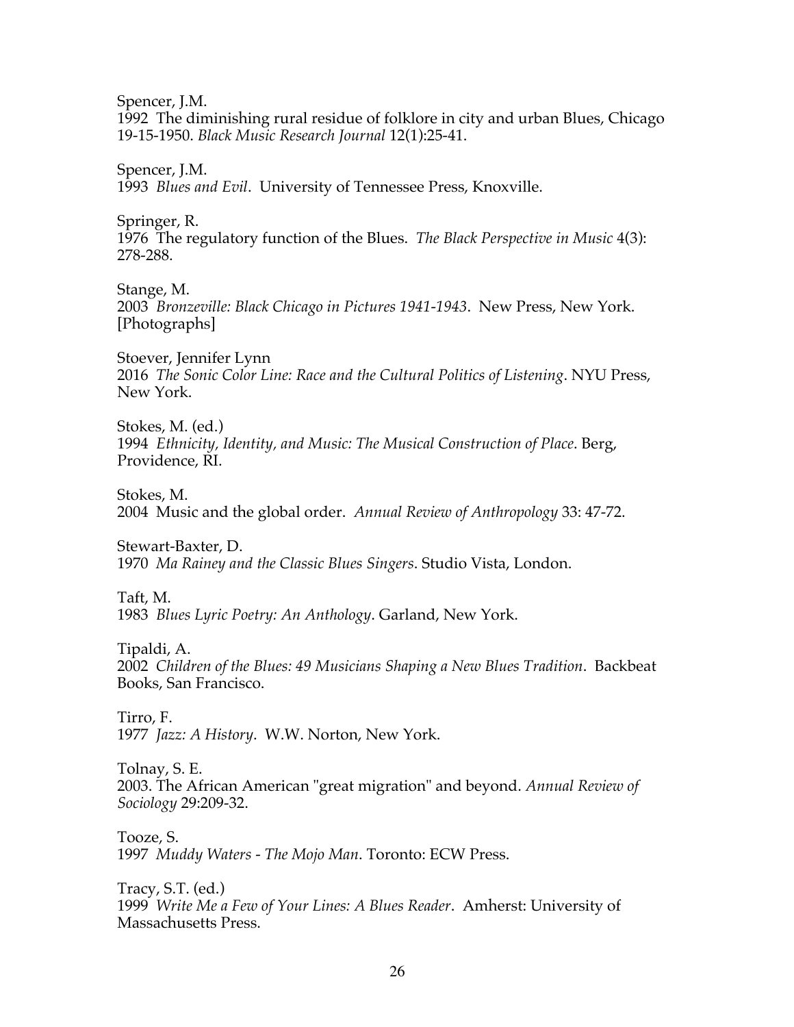Spencer, J.M.
1992 The diminishing rural residue of folklore in city and urban Blues, Chicago 19-15-1950. *Black Music Research Journal* 12(1):25-41.

Spencer, J.M.
1993 *Blues and Evil*. University of Tennessee Press, Knoxville.

Springer, R.
1976 The regulatory function of the Blues. *The Black Perspective in Music* 4(3): 278-288.

Stange, M.
2003 *Bronzeville: Black Chicago in Pictures 1941-1943*. New Press, New York. [Photographs]

Stoever, Jennifer Lynn
2016 *The Sonic Color Line: Race and the Cultural Politics of Listening*. NYU Press, New York.

Stokes, M. (ed.)
1994 *Ethnicity, Identity, and Music: The Musical Construction of Place*. Berg, Providence, RI.

Stokes, M.
2004 Music and the global order. *Annual Review of Anthropology* 33: 47-72.

Stewart-Baxter, D.
1970 *Ma Rainey and the Classic Blues Singers*. Studio Vista, London.

Taft, M.
1983 *Blues Lyric Poetry: An Anthology*. Garland, New York.

Tipaldi, A.
2002 *Children of the Blues: 49 Musicians Shaping a New Blues Tradition*. Backbeat Books, San Francisco.

Tirro, F.
1977 *Jazz: A History*. W.W. Norton, New York.

Tolnay, S. E.
2003. The African American "great migration" and beyond. *Annual Review of Sociology* 29:209-32.

Tooze, S.
1997 *Muddy Waters - The Mojo Man*. Toronto: ECW Press.

Tracy, S.T. (ed.)
1999 *Write Me a Few of Your Lines: A Blues Reader*. Amherst: University of Massachusetts Press.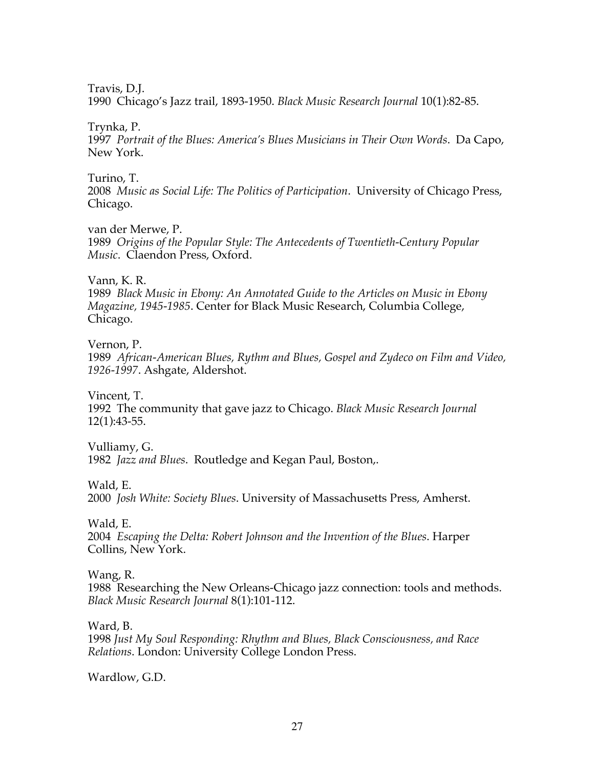Travis, D.J.
1990 Chicago's Jazz trail, 1893-1950. *Black Music Research Journal* 10(1):82-85.

Trynka, P.
1997 *Portrait of the Blues: America's Blues Musicians in Their Own Words*. Da Capo, New York.

Turino, T.
2008 *Music as Social Life: The Politics of Participation*. University of Chicago Press, Chicago.

van der Merwe, P.
1989 *Origins of the Popular Style: The Antecedents of Twentieth-Century Popular Music*. Claendon Press, Oxford.

Vann, K. R.
1989 *Black Music in Ebony: An Annotated Guide to the Articles on Music in Ebony Magazine, 1945-1985*. Center for Black Music Research, Columbia College, Chicago.

Vernon, P.
1989 *African-American Blues, Rythm and Blues, Gospel and Zydeco on Film and Video, 1926-1997*. Ashgate, Aldershot.

Vincent, T.
1992 The community that gave jazz to Chicago. *Black Music Research Journal* 12(1):43-55.

Vulliamy, G.
1982 *Jazz and Blues*. Routledge and Kegan Paul, Boston,.

Wald, E.
2000 *Josh White: Society Blues*. University of Massachusetts Press, Amherst.

Wald, E.
2004 *Escaping the Delta: Robert Johnson and the Invention of the Blues*. Harper Collins, New York.

Wang, R.
1988 Researching the New Orleans-Chicago jazz connection: tools and methods. *Black Music Research Journal* 8(1):101-112.

Ward, B.
1998 *Just My Soul Responding: Rhythm and Blues, Black Consciousness, and Race Relations.* London: University College London Press.

Wardlow, G.D.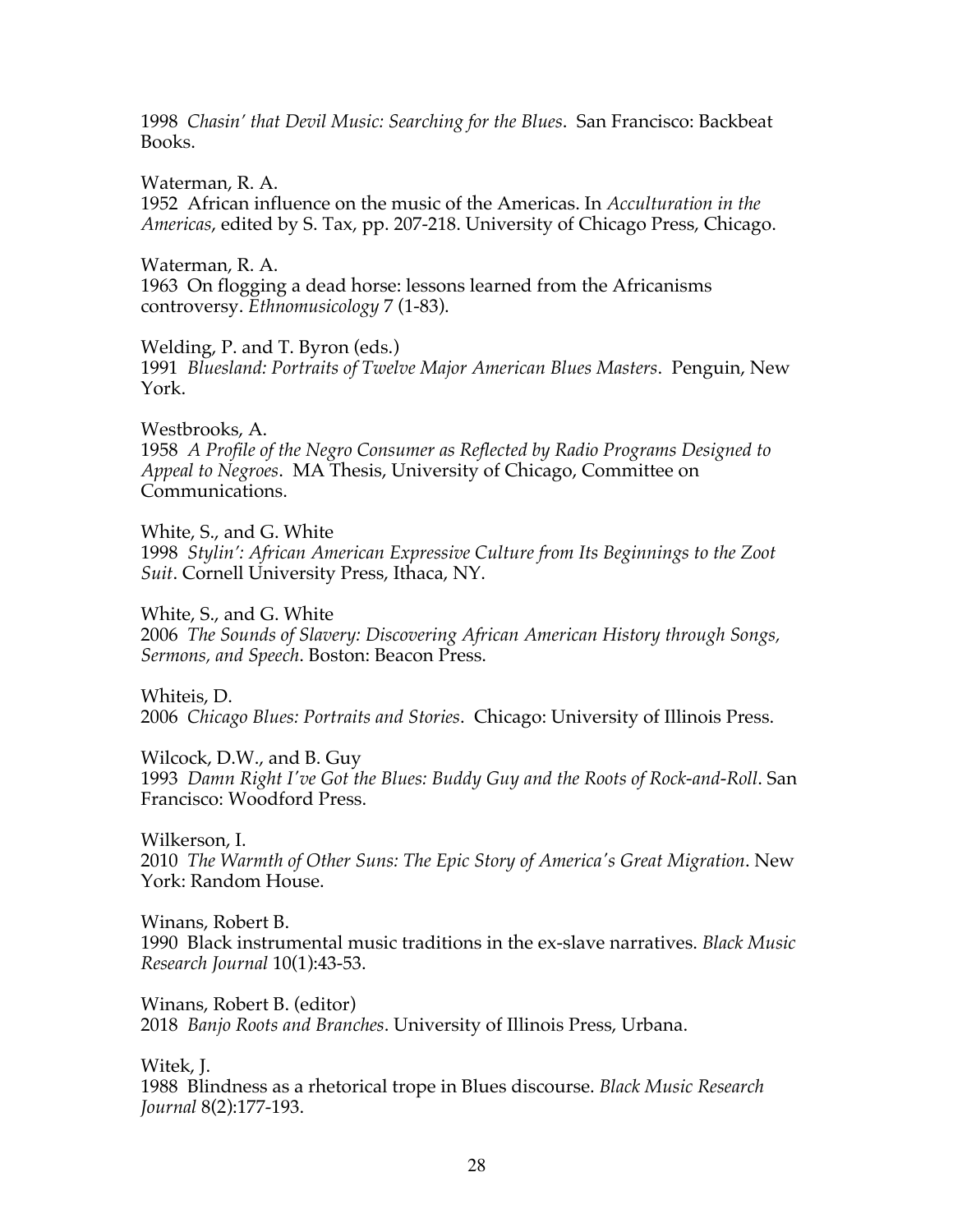1998 *Chasin' that Devil Music: Searching for the Blues*. San Francisco: Backbeat Books.

Waterman, R. A.
1952 African influence on the music of the Americas. In *Acculturation in the Americas*, edited by S. Tax, pp. 207-218. University of Chicago Press, Chicago.

Waterman, R. A.
1963 On flogging a dead horse: lessons learned from the Africanisms controversy. *Ethnomusicology* 7 (1-83).

Welding, P. and T. Byron (eds.)
1991 *Bluesland: Portraits of Twelve Major American Blues Masters*. Penguin, New York.

Westbrooks, A.
1958 *A Profile of the Negro Consumer as Reflected by Radio Programs Designed to Appeal to Negroes*. MA Thesis, University of Chicago, Committee on Communications.

White, S., and G. White
1998 *Stylin': African American Expressive Culture from Its Beginnings to the Zoot Suit*. Cornell University Press, Ithaca, NY.

White, S., and G. White
2006 *The Sounds of Slavery: Discovering African American History through Songs, Sermons, and Speech*. Boston: Beacon Press.

Whiteis, D.
2006 *Chicago Blues: Portraits and Stories*. Chicago: University of Illinois Press.

Wilcock, D.W., and B. Guy
1993 *Damn Right I've Got the Blues: Buddy Guy and the Roots of Rock-and-Roll*. San Francisco: Woodford Press.

Wilkerson, I.
2010 *The Warmth of Other Suns: The Epic Story of America's Great Migration*. New York: Random House.

Winans, Robert B.
1990 Black instrumental music traditions in the ex-slave narratives. *Black Music Research Journal* 10(1):43-53.

Winans, Robert B. (editor)
2018 *Banjo Roots and Branches*. University of Illinois Press, Urbana.

Witek, J.
1988 Blindness as a rhetorical trope in Blues discourse. *Black Music Research Journal* 8(2):177-193.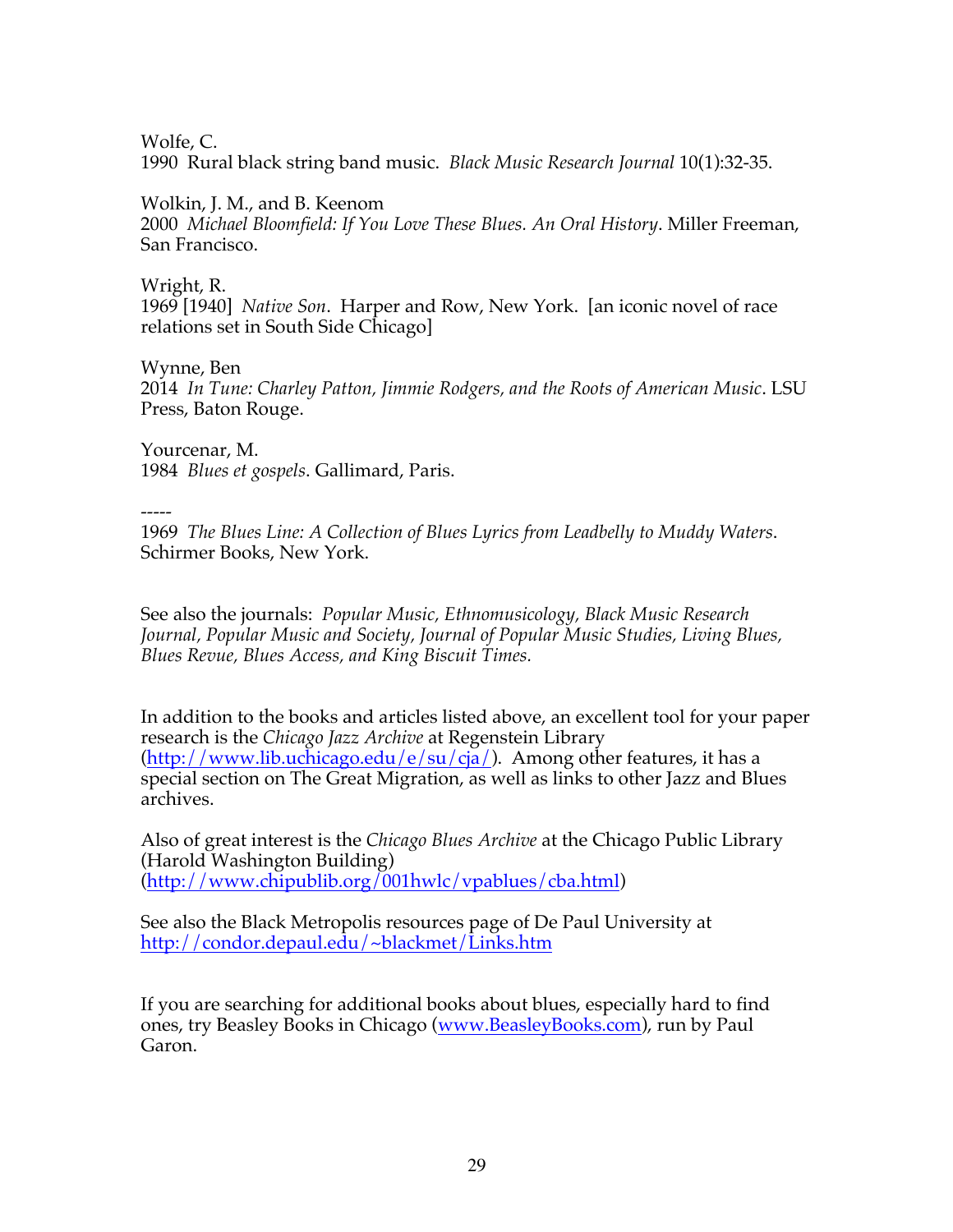Wolfe, C.
1990 Rural black string band music. *Black Music Research Journal* 10(1):32-35.

Wolkin, J. M., and B. Keenom
2000 *Michael Bloomfield: If You Love These Blues. An Oral History*. Miller Freeman, San Francisco.

Wright, R.
1969 [1940] *Native Son*. Harper and Row, New York. [an iconic novel of race relations set in South Side Chicago]

Wynne, Ben
2014 *In Tune: Charley Patton, Jimmie Rodgers, and the Roots of American Music*. LSU Press, Baton Rouge.

Yourcenar, M.
1984 *Blues et gospels*. Gallimard, Paris.

-----
1969 *The Blues Line: A Collection of Blues Lyrics from Leadbelly to Muddy Waters*. Schirmer Books, New York.

See also the journals: *Popular Music, Ethnomusicology, Black Music Research Journal, Popular Music and Society, Journal of Popular Music Studies, Living Blues, Blues Revue, Blues Access, and King Biscuit Times.*

In addition to the books and articles listed above, an excellent tool for your paper research is the *Chicago Jazz Archive* at Regenstein Library (http://www.lib.uchicago.edu/e/su/cja/). Among other features, it has a special section on The Great Migration, as well as links to other Jazz and Blues archives.

Also of great interest is the *Chicago Blues Archive* at the Chicago Public Library (Harold Washington Building) (http://www.chipublib.org/001hwlc/vpablues/cba.html)

See also the Black Metropolis resources page of De Paul University at http://condor.depaul.edu/~blackmet/Links.htm

If you are searching for additional books about blues, especially hard to find ones, try Beasley Books in Chicago (www.BeasleyBooks.com), run by Paul Garon.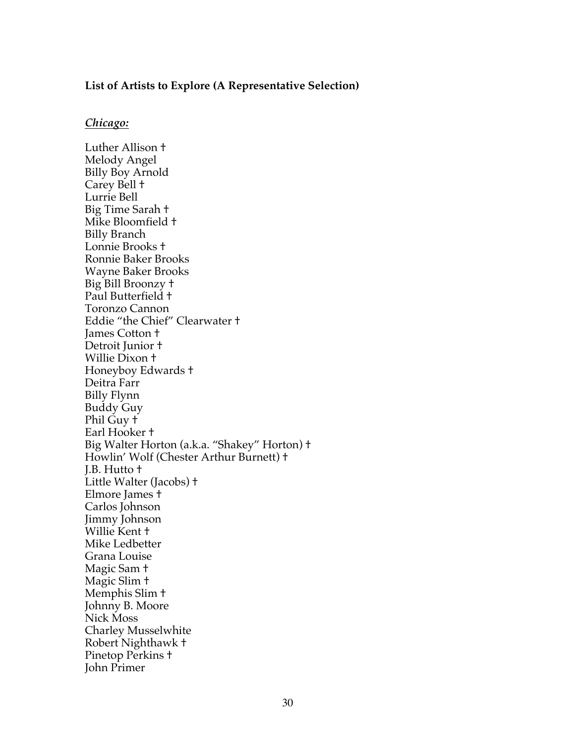**List of Artists to Explore (A Representative Selection)**

***Chicago:***

Luther Allison †
Melody Angel
Billy Boy Arnold
Carey Bell †
Lurrie Bell
Big Time Sarah †
Mike Bloomfield †
Billy Branch
Lonnie Brooks †
Ronnie Baker Brooks
Wayne Baker Brooks
Big Bill Broonzy †
Paul Butterfield †
Toronzo Cannon
Eddie "the Chief" Clearwater †
James Cotton †
Detroit Junior †
Willie Dixon †
Honeyboy Edwards †
Deitra Farr
Billy Flynn
Buddy Guy
Phil Guy †
Earl Hooker †
Big Walter Horton (a.k.a. "Shakey" Horton) †
Howlin' Wolf (Chester Arthur Burnett) †
J.B. Hutto †
Little Walter (Jacobs) †
Elmore James †
Carlos Johnson
Jimmy Johnson
Willie Kent †
Mike Ledbetter
Grana Louise
Magic Sam †
Magic Slim †
Memphis Slim †
Johnny B. Moore
Nick Moss
Charley Musselwhite
Robert Nighthawk †
Pinetop Perkins †
John Primer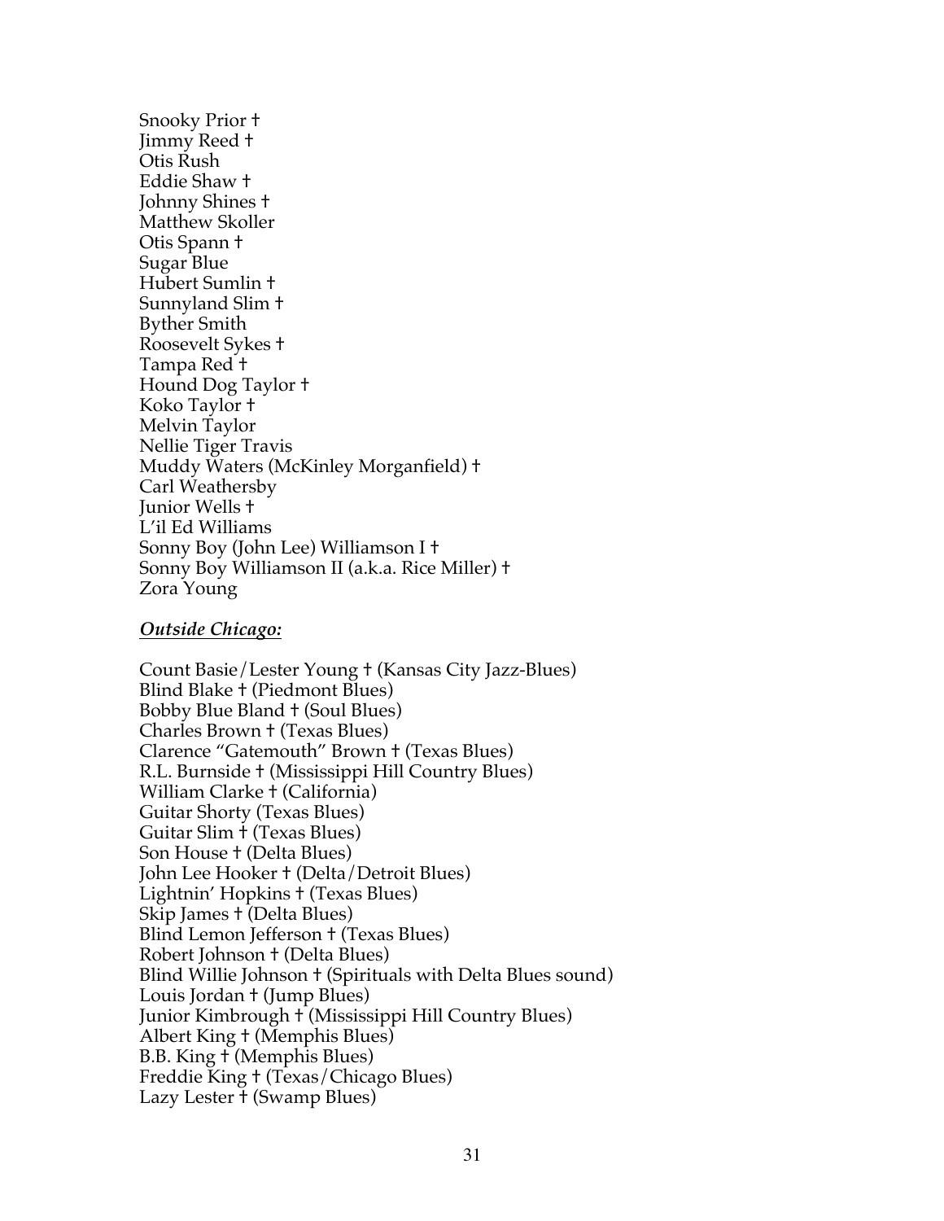Snooky Prior †
Jimmy Reed †
Otis Rush
Eddie Shaw †
Johnny Shines †
Matthew Skoller
Otis Spann †
Sugar Blue
Hubert Sumlin †
Sunnyland Slim †
Byther Smith
Roosevelt Sykes †
Tampa Red †
Hound Dog Taylor †
Koko Taylor †
Melvin Taylor
Nellie Tiger Travis
Muddy Waters (McKinley Morganfield) †
Carl Weathersby
Junior Wells †
L'il Ed Williams
Sonny Boy (John Lee) Williamson I †
Sonny Boy Williamson II (a.k.a. Rice Miller) †
Zora Young

***<u>Outside Chicago:</u>***

Count Basie/Lester Young † (Kansas City Jazz-Blues)
Blind Blake † (Piedmont Blues)
Bobby Blue Bland † (Soul Blues)
Charles Brown † (Texas Blues)
Clarence "Gatemouth" Brown † (Texas Blues)
R.L. Burnside † (Mississippi Hill Country Blues)
William Clarke † (California)
Guitar Shorty (Texas Blues)
Guitar Slim † (Texas Blues)
Son House † (Delta Blues)
John Lee Hooker † (Delta/Detroit Blues)
Lightnin' Hopkins † (Texas Blues)
Skip James † (Delta Blues)
Blind Lemon Jefferson † (Texas Blues)
Robert Johnson † (Delta Blues)
Blind Willie Johnson † (Spirituals with Delta Blues sound)
Louis Jordan † (Jump Blues)
Junior Kimbrough † (Mississippi Hill Country Blues)
Albert King † (Memphis Blues)
B.B. King † (Memphis Blues)
Freddie King † (Texas/Chicago Blues)
Lazy Lester † (Swamp Blues)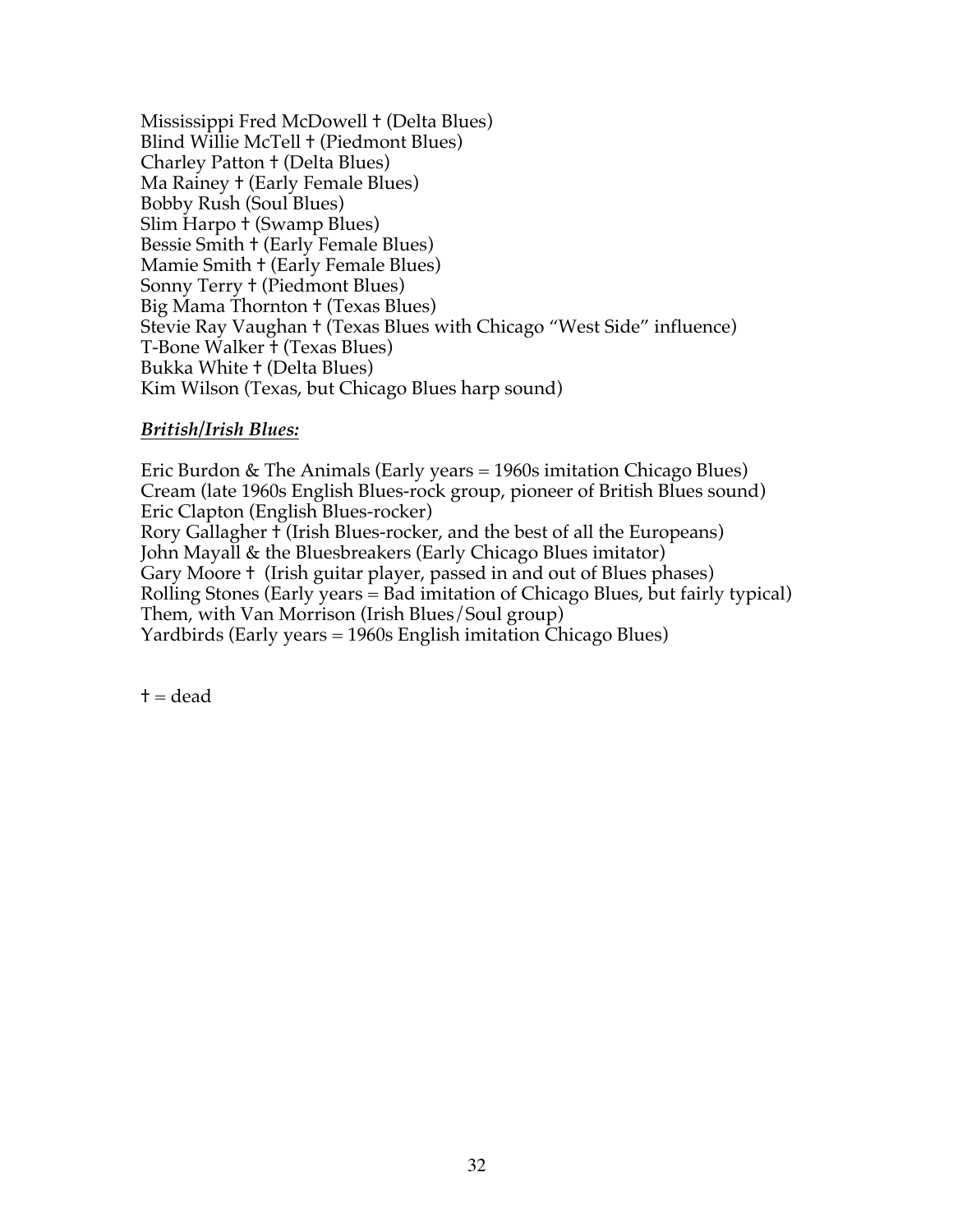Mississippi Fred McDowell † (Delta Blues)
Blind Willie McTell † (Piedmont Blues)
Charley Patton † (Delta Blues)
Ma Rainey † (Early Female Blues)
Bobby Rush (Soul Blues)
Slim Harpo † (Swamp Blues)
Bessie Smith † (Early Female Blues)
Mamie Smith † (Early Female Blues)
Sonny Terry † (Piedmont Blues)
Big Mama Thornton † (Texas Blues)
Stevie Ray Vaughan † (Texas Blues with Chicago "West Side" influence)
T-Bone Walker † (Texas Blues)
Bukka White † (Delta Blues)
Kim Wilson (Texas, but Chicago Blues harp sound)

***<u>British/Irish Blues:</u>***

Eric Burdon & The Animals (Early years = 1960s imitation Chicago Blues)
Cream (late 1960s English Blues-rock group, pioneer of British Blues sound)
Eric Clapton (English Blues-rocker)
Rory Gallagher † (Irish Blues-rocker, and the best of all the Europeans)
John Mayall & the Bluesbreakers (Early Chicago Blues imitator)
Gary Moore † (Irish guitar player, passed in and out of Blues phases)
Rolling Stones (Early years = Bad imitation of Chicago Blues, but fairly typical)
Them, with Van Morrison (Irish Blues/Soul group)
Yardbirds (Early years = 1960s English imitation Chicago Blues)

† = dead